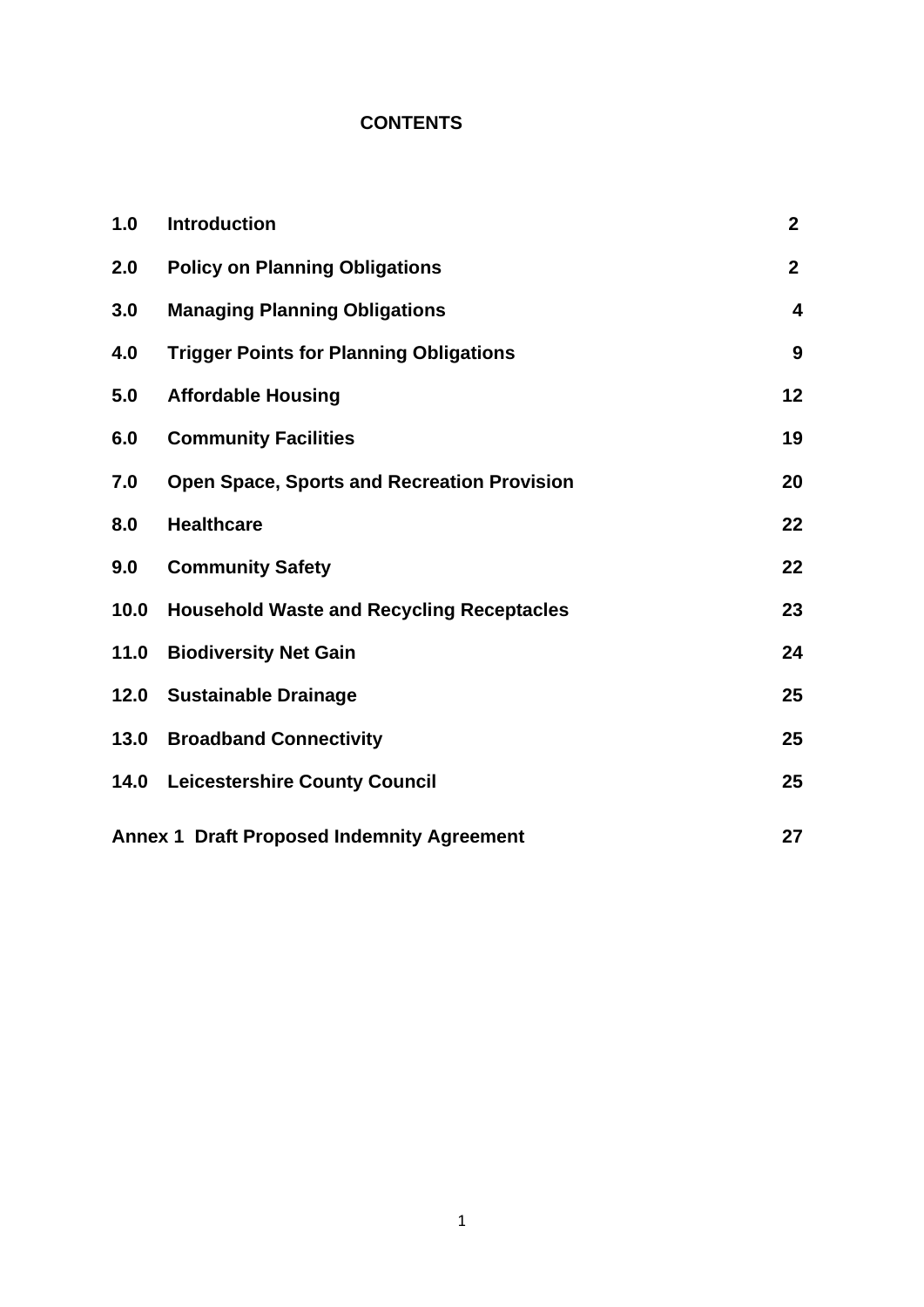# CONTENTS

| | | |
|---|---|---|
| **1.0** | **Introduction** | **2** |
| **2.0** | **Policy on Planning Obligations** | **2** |
| **3.0** | **Managing Planning Obligations** | **4** |
| **4.0** | **Trigger Points for Planning Obligations** | **9** |
| **5.0** | **Affordable Housing** | **12** |
| **6.0** | **Community Facilities** | **19** |
| **7.0** | **Open Space, Sports and Recreation Provision** | **20** |
| **8.0** | **Healthcare** | **22** |
| **9.0** | **Community Safety** | **22** |
| **10.0** | **Household Waste and Recycling Receptacles** | **23** |
| **11.0** | **Biodiversity Net Gain** | **24** |
| **12.0** | **Sustainable Drainage** | **25** |
| **13.0** | **Broadband Connectivity** | **25** |
| **14.0** | **Leicestershire County Council** | **25** |
| **Annex 1** | **Draft Proposed Indemnity Agreement** | **27** |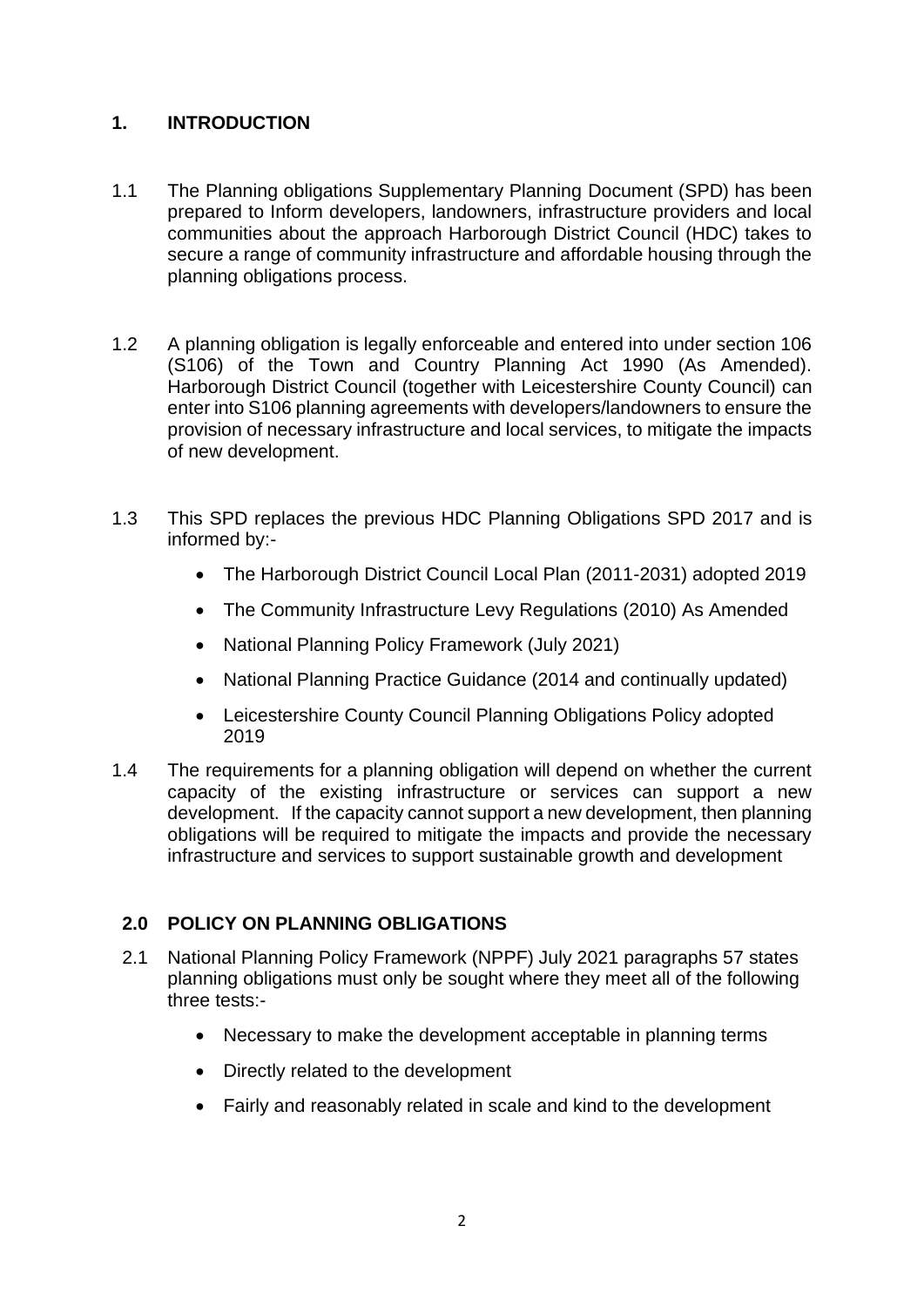## 1. INTRODUCTION

1.1 The Planning obligations Supplementary Planning Document (SPD) has been prepared to Inform developers, landowners, infrastructure providers and local communities about the approach Harborough District Council (HDC) takes to secure a range of community infrastructure and affordable housing through the planning obligations process.

1.2 A planning obligation is legally enforceable and entered into under section 106 (S106) of the Town and Country Planning Act 1990 (As Amended). Harborough District Council (together with Leicestershire County Council) can enter into S106 planning agreements with developers/landowners to ensure the provision of necessary infrastructure and local services, to mitigate the impacts of new development.

1.3 This SPD replaces the previous HDC Planning Obligations SPD 2017 and is informed by:-

- The Harborough District Council Local Plan (2011-2031) adopted 2019
- The Community Infrastructure Levy Regulations (2010) As Amended
- National Planning Policy Framework (July 2021)
- National Planning Practice Guidance (2014 and continually updated)
- Leicestershire County Council Planning Obligations Policy adopted 2019

1.4 The requirements for a planning obligation will depend on whether the current capacity of the existing infrastructure or services can support a new development. If the capacity cannot support a new development, then planning obligations will be required to mitigate the impacts and provide the necessary infrastructure and services to support sustainable growth and development

## 2.0 POLICY ON PLANNING OBLIGATIONS

2.1 National Planning Policy Framework (NPPF) July 2021 paragraphs 57 states planning obligations must only be sought where they meet all of the following three tests:-

- Necessary to make the development acceptable in planning terms
- Directly related to the development
- Fairly and reasonably related in scale and kind to the development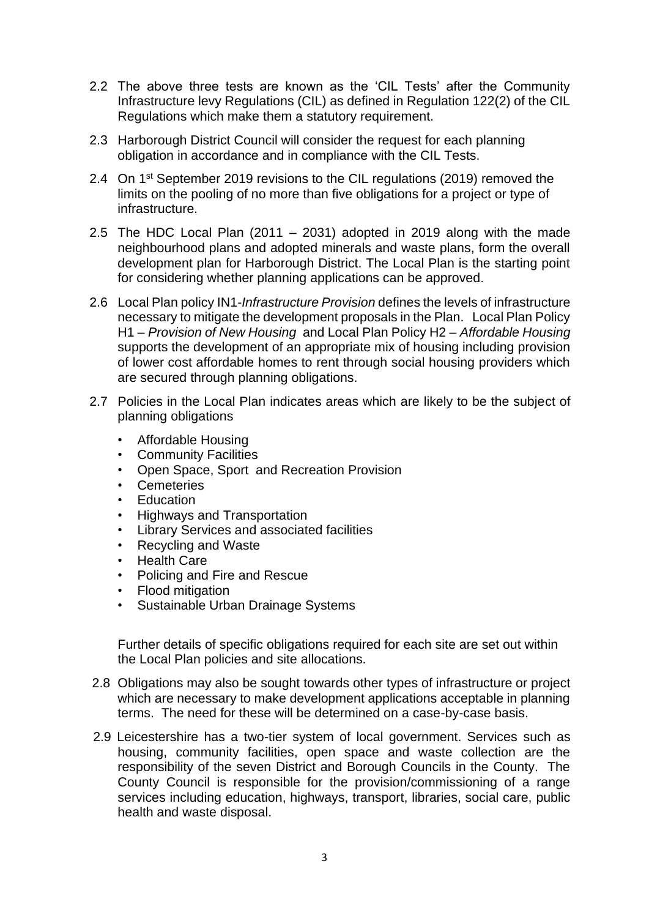2.2 The above three tests are known as the 'CIL Tests' after the Community Infrastructure levy Regulations (CIL) as defined in Regulation 122(2) of the CIL Regulations which make them a statutory requirement.

2.3 Harborough District Council will consider the request for each planning obligation in accordance and in compliance with the CIL Tests.

2.4 On 1st September 2019 revisions to the CIL regulations (2019) removed the limits on the pooling of no more than five obligations for a project or type of infrastructure.

2.5 The HDC Local Plan (2011 – 2031) adopted in 2019 along with the made neighbourhood plans and adopted minerals and waste plans, form the overall development plan for Harborough District. The Local Plan is the starting point for considering whether planning applications can be approved.

2.6 Local Plan policy IN1-*Infrastructure Provision* defines the levels of infrastructure necessary to mitigate the development proposals in the Plan. Local Plan Policy H1 – *Provision of New Housing* and Local Plan Policy H2 – *Affordable Housing* supports the development of an appropriate mix of housing including provision of lower cost affordable homes to rent through social housing providers which are secured through planning obligations.

2.7 Policies in the Local Plan indicates areas which are likely to be the subject of planning obligations

- Affordable Housing
- Community Facilities
- Open Space, Sport and Recreation Provision
- Cemeteries
- Education
- Highways and Transportation
- Library Services and associated facilities
- Recycling and Waste
- Health Care
- Policing and Fire and Rescue
- Flood mitigation
- Sustainable Urban Drainage Systems

Further details of specific obligations required for each site are set out within the Local Plan policies and site allocations.

2.8 Obligations may also be sought towards other types of infrastructure or project which are necessary to make development applications acceptable in planning terms. The need for these will be determined on a case-by-case basis.

2.9 Leicestershire has a two-tier system of local government. Services such as housing, community facilities, open space and waste collection are the responsibility of the seven District and Borough Councils in the County. The County Council is responsible for the provision/commissioning of a range services including education, highways, transport, libraries, social care, public health and waste disposal.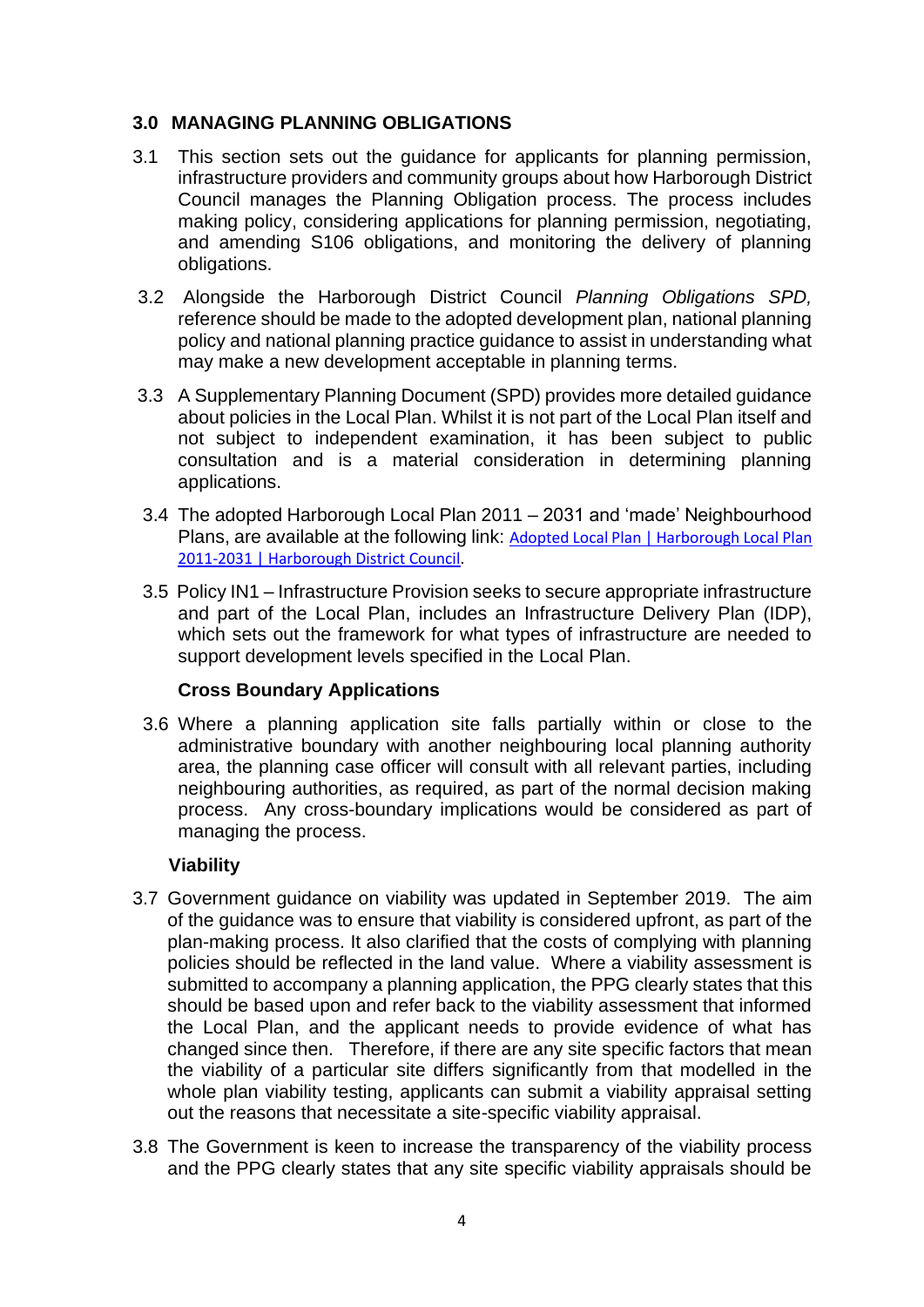## 3.0 MANAGING PLANNING OBLIGATIONS

3.1 This section sets out the guidance for applicants for planning permission, infrastructure providers and community groups about how Harborough District Council manages the Planning Obligation process. The process includes making policy, considering applications for planning permission, negotiating, and amending S106 obligations, and monitoring the delivery of planning obligations.

3.2 Alongside the Harborough District Council *Planning Obligations SPD,* reference should be made to the adopted development plan, national planning policy and national planning practice guidance to assist in understanding what may make a new development acceptable in planning terms.

3.3 A Supplementary Planning Document (SPD) provides more detailed guidance about policies in the Local Plan. Whilst it is not part of the Local Plan itself and not subject to independent examination, it has been subject to public consultation and is a material consideration in determining planning applications.

3.4 The adopted Harborough Local Plan 2011 – 2031 and 'made' Neighbourhood Plans, are available at the following link: Adopted Local Plan | Harborough Local Plan 2011-2031 | Harborough District Council.

3.5 Policy IN1 – Infrastructure Provision seeks to secure appropriate infrastructure and part of the Local Plan, includes an Infrastructure Delivery Plan (IDP), which sets out the framework for what types of infrastructure are needed to support development levels specified in the Local Plan.

### Cross Boundary Applications

3.6 Where a planning application site falls partially within or close to the administrative boundary with another neighbouring local planning authority area, the planning case officer will consult with all relevant parties, including neighbouring authorities, as required, as part of the normal decision making process. Any cross-boundary implications would be considered as part of managing the process.

### Viability

3.7 Government guidance on viability was updated in September 2019. The aim of the guidance was to ensure that viability is considered upfront, as part of the plan-making process. It also clarified that the costs of complying with planning policies should be reflected in the land value. Where a viability assessment is submitted to accompany a planning application, the PPG clearly states that this should be based upon and refer back to the viability assessment that informed the Local Plan, and the applicant needs to provide evidence of what has changed since then. Therefore, if there are any site specific factors that mean the viability of a particular site differs significantly from that modelled in the whole plan viability testing, applicants can submit a viability appraisal setting out the reasons that necessitate a site-specific viability appraisal.

3.8 The Government is keen to increase the transparency of the viability process and the PPG clearly states that any site specific viability appraisals should be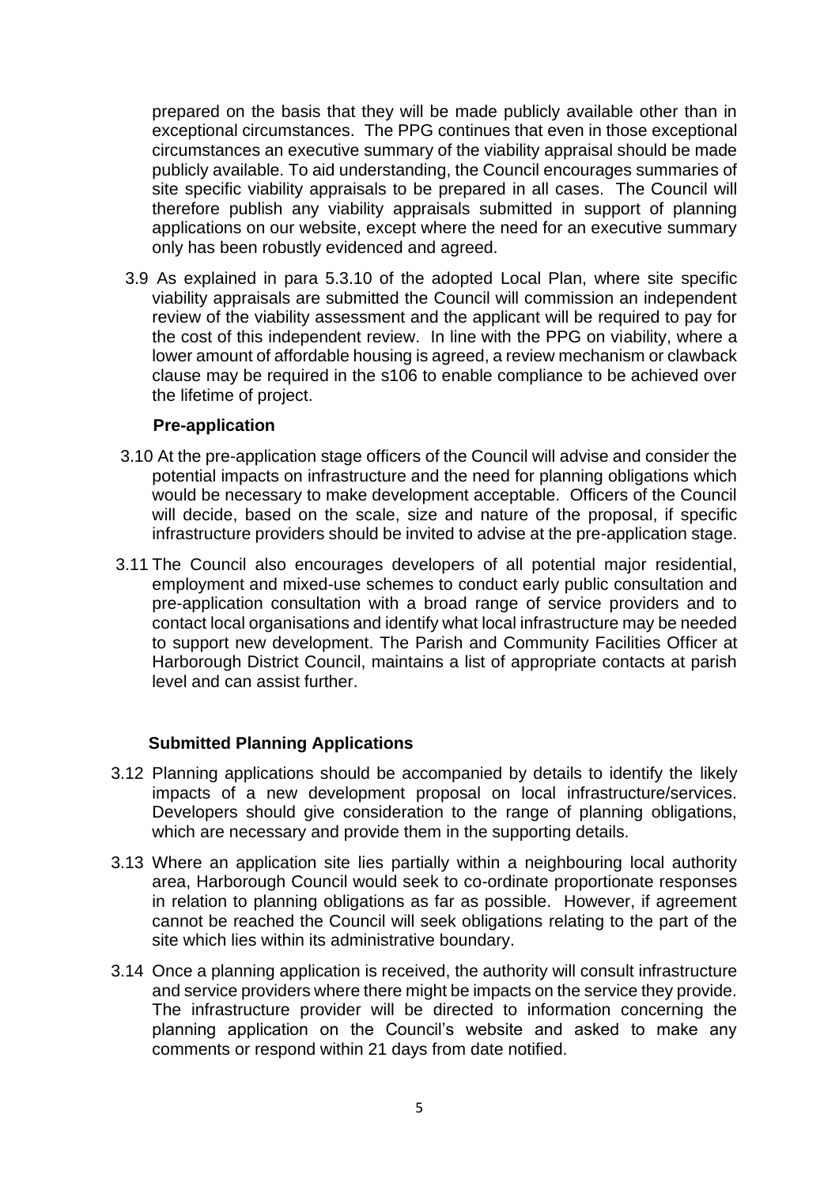prepared on the basis that they will be made publicly available other than in exceptional circumstances. The PPG continues that even in those exceptional circumstances an executive summary of the viability appraisal should be made publicly available. To aid understanding, the Council encourages summaries of site specific viability appraisals to be prepared in all cases. The Council will therefore publish any viability appraisals submitted in support of planning applications on our website, except where the need for an executive summary only has been robustly evidenced and agreed.

3.9 As explained in para 5.3.10 of the adopted Local Plan, where site specific viability appraisals are submitted the Council will commission an independent review of the viability assessment and the applicant will be required to pay for the cost of this independent review. In line with the PPG on viability, where a lower amount of affordable housing is agreed, a review mechanism or clawback clause may be required in the s106 to enable compliance to be achieved over the lifetime of project.

### Pre-application

3.10 At the pre-application stage officers of the Council will advise and consider the potential impacts on infrastructure and the need for planning obligations which would be necessary to make development acceptable. Officers of the Council will decide, based on the scale, size and nature of the proposal, if specific infrastructure providers should be invited to advise at the pre-application stage.

3.11 The Council also encourages developers of all potential major residential, employment and mixed-use schemes to conduct early public consultation and pre-application consultation with a broad range of service providers and to contact local organisations and identify what local infrastructure may be needed to support new development. The Parish and Community Facilities Officer at Harborough District Council, maintains a list of appropriate contacts at parish level and can assist further.

### Submitted Planning Applications

3.12 Planning applications should be accompanied by details to identify the likely impacts of a new development proposal on local infrastructure/services. Developers should give consideration to the range of planning obligations, which are necessary and provide them in the supporting details.

3.13 Where an application site lies partially within a neighbouring local authority area, Harborough Council would seek to co-ordinate proportionate responses in relation to planning obligations as far as possible. However, if agreement cannot be reached the Council will seek obligations relating to the part of the site which lies within its administrative boundary.

3.14 Once a planning application is received, the authority will consult infrastructure and service providers where there might be impacts on the service they provide. The infrastructure provider will be directed to information concerning the planning application on the Council's website and asked to make any comments or respond within 21 days from date notified.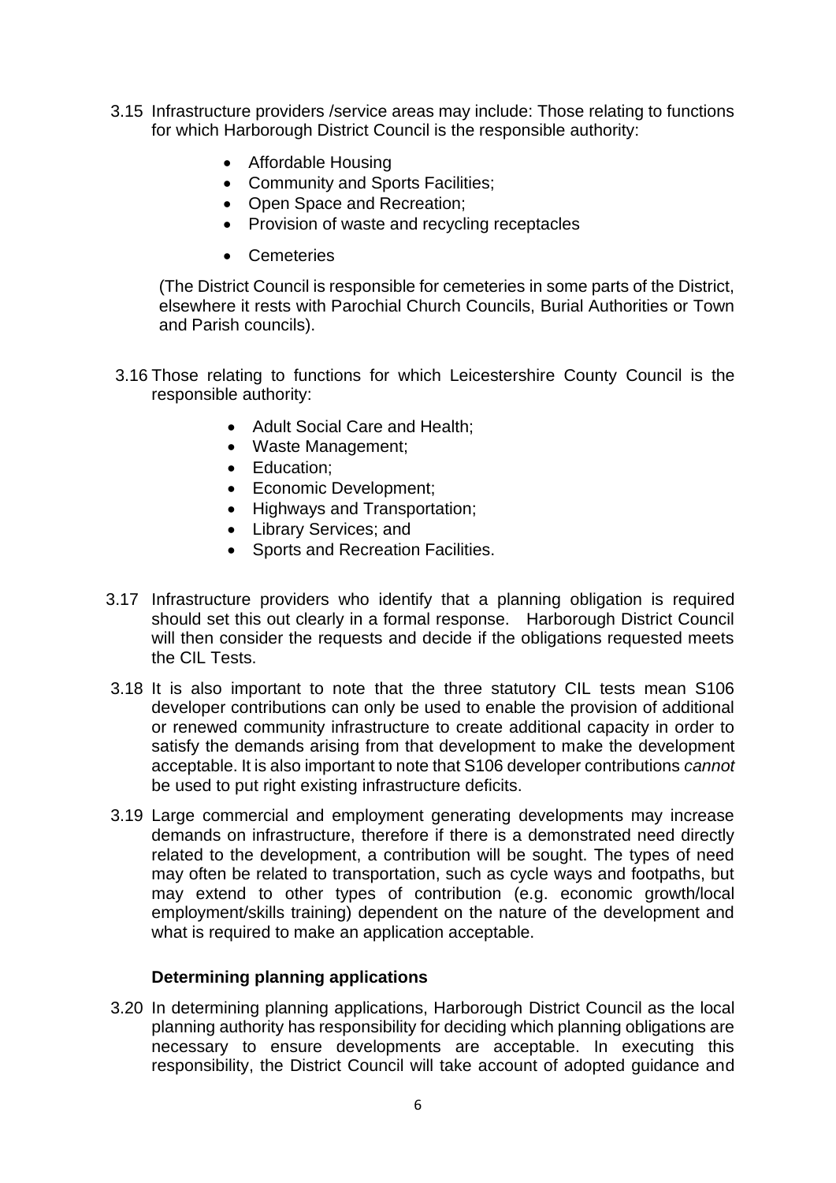3.15 Infrastructure providers /service areas may include: Those relating to functions for which Harborough District Council is the responsible authority:

- Affordable Housing
- Community and Sports Facilities;
- Open Space and Recreation;
- Provision of waste and recycling receptacles
- Cemeteries

(The District Council is responsible for cemeteries in some parts of the District, elsewhere it rests with Parochial Church Councils, Burial Authorities or Town and Parish councils).

3.16 Those relating to functions for which Leicestershire County Council is the responsible authority:

- Adult Social Care and Health;
- Waste Management;
- Education;
- Economic Development;
- Highways and Transportation;
- Library Services; and
- Sports and Recreation Facilities.

3.17 Infrastructure providers who identify that a planning obligation is required should set this out clearly in a formal response. Harborough District Council will then consider the requests and decide if the obligations requested meets the CIL Tests.

3.18 It is also important to note that the three statutory CIL tests mean S106 developer contributions can only be used to enable the provision of additional or renewed community infrastructure to create additional capacity in order to satisfy the demands arising from that development to make the development acceptable. It is also important to note that S106 developer contributions *cannot* be used to put right existing infrastructure deficits.

3.19 Large commercial and employment generating developments may increase demands on infrastructure, therefore if there is a demonstrated need directly related to the development, a contribution will be sought. The types of need may often be related to transportation, such as cycle ways and footpaths, but may extend to other types of contribution (e.g. economic growth/local employment/skills training) dependent on the nature of the development and what is required to make an application acceptable.

### Determining planning applications

3.20 In determining planning applications, Harborough District Council as the local planning authority has responsibility for deciding which planning obligations are necessary to ensure developments are acceptable. In executing this responsibility, the District Council will take account of adopted guidance and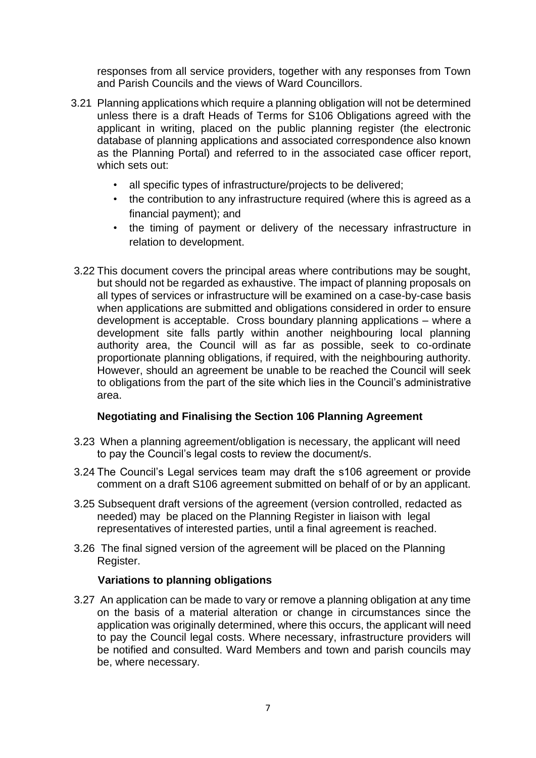responses from all service providers, together with any responses from Town and Parish Councils and the views of Ward Councillors.

3.21 Planning applications which require a planning obligation will not be determined unless there is a draft Heads of Terms for S106 Obligations agreed with the applicant in writing, placed on the public planning register (the electronic database of planning applications and associated correspondence also known as the Planning Portal) and referred to in the associated case officer report, which sets out:

- all specific types of infrastructure/projects to be delivered;
- the contribution to any infrastructure required (where this is agreed as a financial payment); and
- the timing of payment or delivery of the necessary infrastructure in relation to development.

3.22 This document covers the principal areas where contributions may be sought, but should not be regarded as exhaustive. The impact of planning proposals on all types of services or infrastructure will be examined on a case-by-case basis when applications are submitted and obligations considered in order to ensure development is acceptable. Cross boundary planning applications – where a development site falls partly within another neighbouring local planning authority area, the Council will as far as possible, seek to co-ordinate proportionate planning obligations, if required, with the neighbouring authority. However, should an agreement be unable to be reached the Council will seek to obligations from the part of the site which lies in the Council's administrative area.

### Negotiating and Finalising the Section 106 Planning Agreement

3.23 When a planning agreement/obligation is necessary, the applicant will need to pay the Council's legal costs to review the document/s.

3.24 The Council's Legal services team may draft the s106 agreement or provide comment on a draft S106 agreement submitted on behalf of or by an applicant.

3.25 Subsequent draft versions of the agreement (version controlled, redacted as needed) may be placed on the Planning Register in liaison with legal representatives of interested parties, until a final agreement is reached.

3.26 The final signed version of the agreement will be placed on the Planning Register.

### Variations to planning obligations

3.27 An application can be made to vary or remove a planning obligation at any time on the basis of a material alteration or change in circumstances since the application was originally determined, where this occurs, the applicant will need to pay the Council legal costs. Where necessary, infrastructure providers will be notified and consulted. Ward Members and town and parish councils may be, where necessary.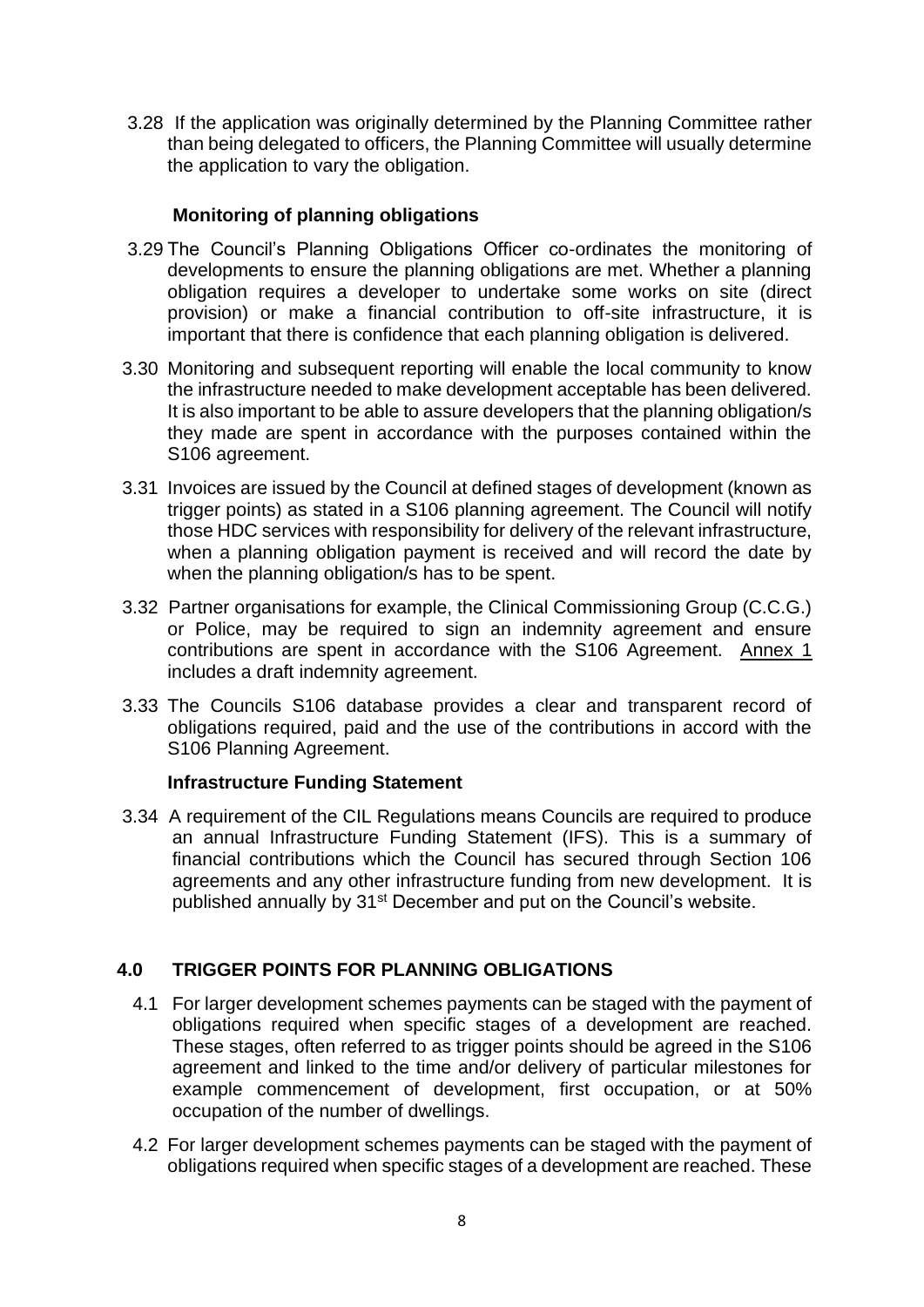3.28 If the application was originally determined by the Planning Committee rather than being delegated to officers, the Planning Committee will usually determine the application to vary the obligation.

### Monitoring of planning obligations

3.29 The Council's Planning Obligations Officer co-ordinates the monitoring of developments to ensure the planning obligations are met. Whether a planning obligation requires a developer to undertake some works on site (direct provision) or make a financial contribution to off-site infrastructure, it is important that there is confidence that each planning obligation is delivered.

3.30 Monitoring and subsequent reporting will enable the local community to know the infrastructure needed to make development acceptable has been delivered. It is also important to be able to assure developers that the planning obligation/s they made are spent in accordance with the purposes contained within the S106 agreement.

3.31 Invoices are issued by the Council at defined stages of development (known as trigger points) as stated in a S106 planning agreement. The Council will notify those HDC services with responsibility for delivery of the relevant infrastructure, when a planning obligation payment is received and will record the date by when the planning obligation/s has to be spent.

3.32 Partner organisations for example, the Clinical Commissioning Group (C.C.G.) or Police, may be required to sign an indemnity agreement and ensure contributions are spent in accordance with the S106 Agreement. Annex 1 includes a draft indemnity agreement.

3.33 The Councils S106 database provides a clear and transparent record of obligations required, paid and the use of the contributions in accord with the S106 Planning Agreement.

### Infrastructure Funding Statement

3.34 A requirement of the CIL Regulations means Councils are required to produce an annual Infrastructure Funding Statement (IFS). This is a summary of financial contributions which the Council has secured through Section 106 agreements and any other infrastructure funding from new development. It is published annually by 31st December and put on the Council's website.

## 4.0 TRIGGER POINTS FOR PLANNING OBLIGATIONS

4.1 For larger development schemes payments can be staged with the payment of obligations required when specific stages of a development are reached. These stages, often referred to as trigger points should be agreed in the S106 agreement and linked to the time and/or delivery of particular milestones for example commencement of development, first occupation, or at 50% occupation of the number of dwellings.

4.2 For larger development schemes payments can be staged with the payment of obligations required when specific stages of a development are reached. These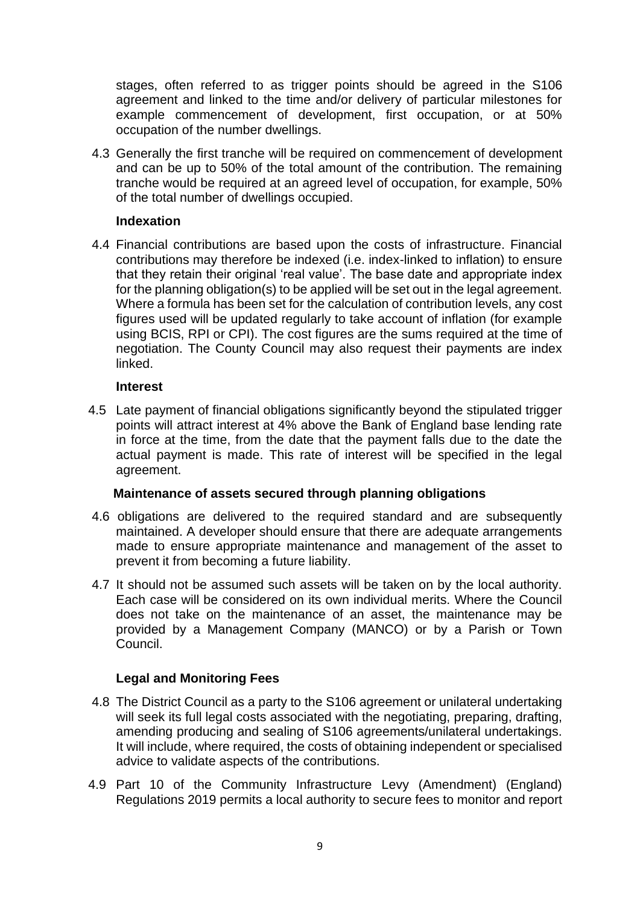stages, often referred to as trigger points should be agreed in the S106 agreement and linked to the time and/or delivery of particular milestones for example commencement of development, first occupation, or at 50% occupation of the number dwellings.

4.3 Generally the first tranche will be required on commencement of development and can be up to 50% of the total amount of the contribution. The remaining tranche would be required at an agreed level of occupation, for example, 50% of the total number of dwellings occupied.

### Indexation

4.4 Financial contributions are based upon the costs of infrastructure. Financial contributions may therefore be indexed (i.e. index-linked to inflation) to ensure that they retain their original 'real value'. The base date and appropriate index for the planning obligation(s) to be applied will be set out in the legal agreement. Where a formula has been set for the calculation of contribution levels, any cost figures used will be updated regularly to take account of inflation (for example using BCIS, RPI or CPI). The cost figures are the sums required at the time of negotiation. The County Council may also request their payments are index linked.

### Interest

4.5 Late payment of financial obligations significantly beyond the stipulated trigger points will attract interest at 4% above the Bank of England base lending rate in force at the time, from the date that the payment falls due to the date the actual payment is made. This rate of interest will be specified in the legal agreement.

### Maintenance of assets secured through planning obligations

4.6 obligations are delivered to the required standard and are subsequently maintained. A developer should ensure that there are adequate arrangements made to ensure appropriate maintenance and management of the asset to prevent it from becoming a future liability.

4.7 It should not be assumed such assets will be taken on by the local authority. Each case will be considered on its own individual merits. Where the Council does not take on the maintenance of an asset, the maintenance may be provided by a Management Company (MANCO) or by a Parish or Town Council.

### Legal and Monitoring Fees

4.8 The District Council as a party to the S106 agreement or unilateral undertaking will seek its full legal costs associated with the negotiating, preparing, drafting, amending producing and sealing of S106 agreements/unilateral undertakings. It will include, where required, the costs of obtaining independent or specialised advice to validate aspects of the contributions.

4.9 Part 10 of the Community Infrastructure Levy (Amendment) (England) Regulations 2019 permits a local authority to secure fees to monitor and report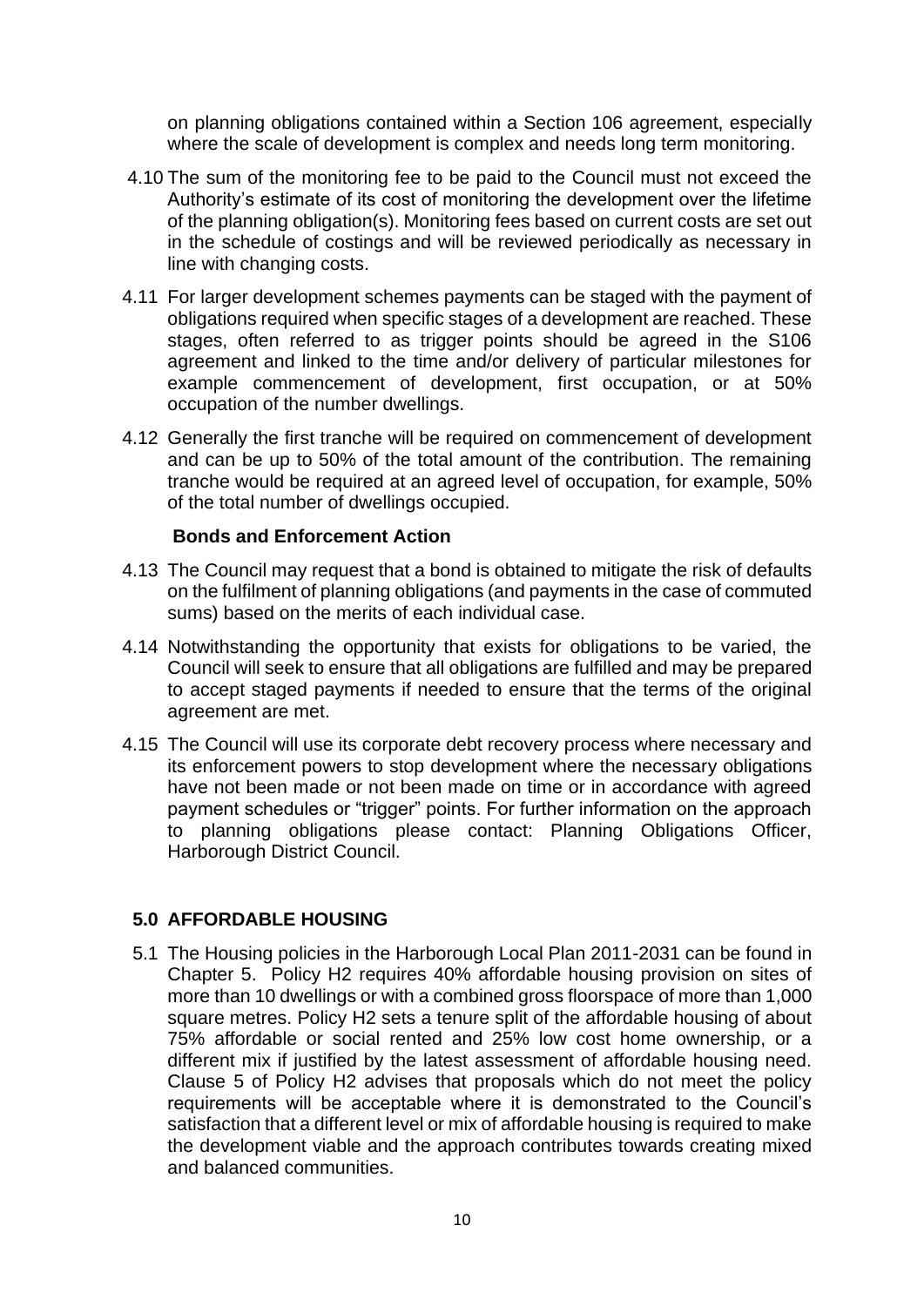on planning obligations contained within a Section 106 agreement, especially where the scale of development is complex and needs long term monitoring.

4.10 The sum of the monitoring fee to be paid to the Council must not exceed the Authority's estimate of its cost of monitoring the development over the lifetime of the planning obligation(s). Monitoring fees based on current costs are set out in the schedule of costings and will be reviewed periodically as necessary in line with changing costs.

4.11 For larger development schemes payments can be staged with the payment of obligations required when specific stages of a development are reached. These stages, often referred to as trigger points should be agreed in the S106 agreement and linked to the time and/or delivery of particular milestones for example commencement of development, first occupation, or at 50% occupation of the number dwellings.

4.12 Generally the first tranche will be required on commencement of development and can be up to 50% of the total amount of the contribution. The remaining tranche would be required at an agreed level of occupation, for example, 50% of the total number of dwellings occupied.

**Bonds and Enforcement Action**

4.13 The Council may request that a bond is obtained to mitigate the risk of defaults on the fulfilment of planning obligations (and payments in the case of commuted sums) based on the merits of each individual case.

4.14 Notwithstanding the opportunity that exists for obligations to be varied, the Council will seek to ensure that all obligations are fulfilled and may be prepared to accept staged payments if needed to ensure that the terms of the original agreement are met.

4.15 The Council will use its corporate debt recovery process where necessary and its enforcement powers to stop development where the necessary obligations have not been made or not been made on time or in accordance with agreed payment schedules or "trigger" points. For further information on the approach to planning obligations please contact: Planning Obligations Officer, Harborough District Council.

## 5.0 AFFORDABLE HOUSING

5.1 The Housing policies in the Harborough Local Plan 2011-2031 can be found in Chapter 5. Policy H2 requires 40% affordable housing provision on sites of more than 10 dwellings or with a combined gross floorspace of more than 1,000 square metres. Policy H2 sets a tenure split of the affordable housing of about 75% affordable or social rented and 25% low cost home ownership, or a different mix if justified by the latest assessment of affordable housing need. Clause 5 of Policy H2 advises that proposals which do not meet the policy requirements will be acceptable where it is demonstrated to the Council's satisfaction that a different level or mix of affordable housing is required to make the development viable and the approach contributes towards creating mixed and balanced communities.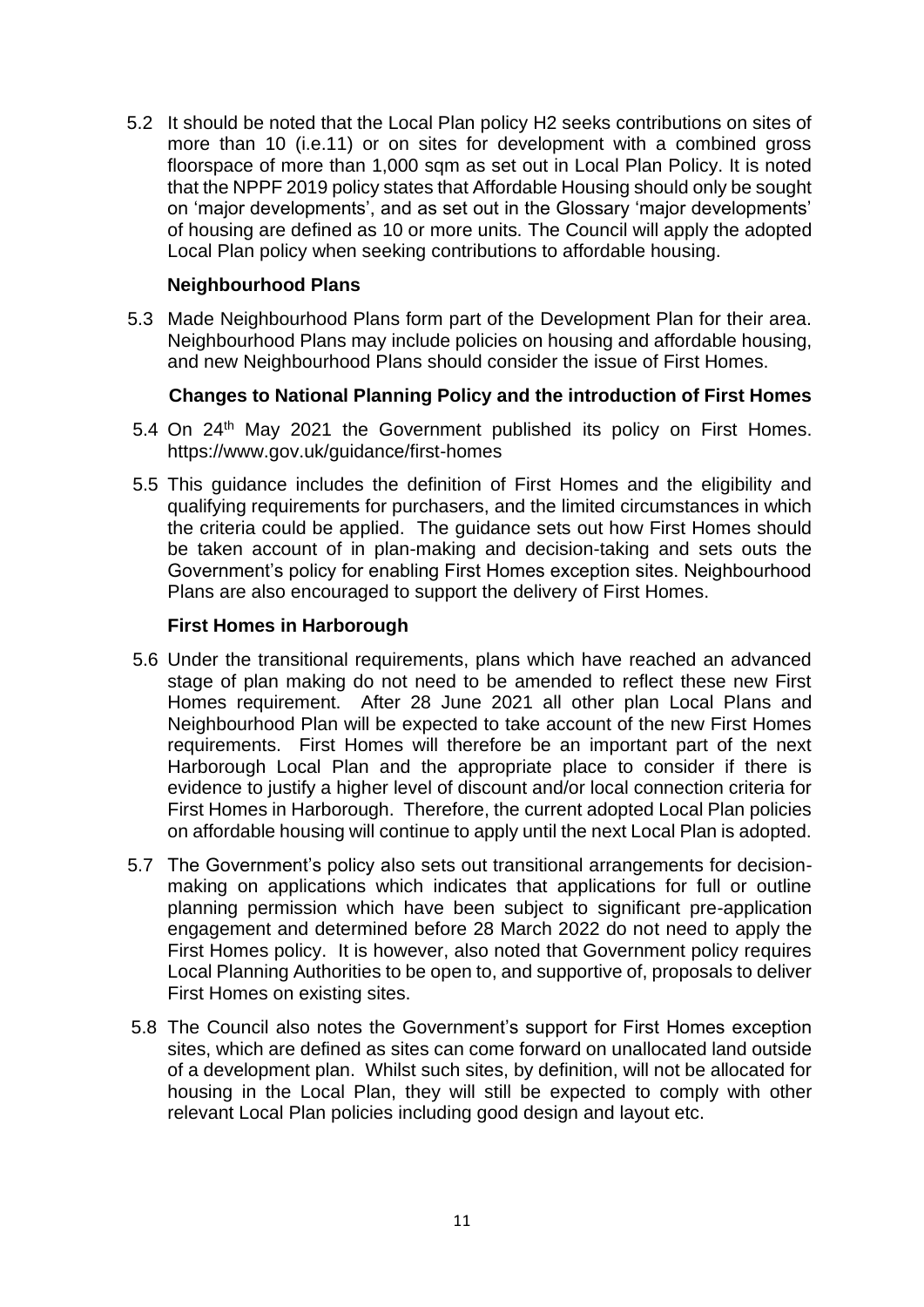5.2 It should be noted that the Local Plan policy H2 seeks contributions on sites of more than 10 (i.e.11) or on sites for development with a combined gross floorspace of more than 1,000 sqm as set out in Local Plan Policy. It is noted that the NPPF 2019 policy states that Affordable Housing should only be sought on 'major developments', and as set out in the Glossary 'major developments' of housing are defined as 10 or more units. The Council will apply the adopted Local Plan policy when seeking contributions to affordable housing.

### Neighbourhood Plans

5.3 Made Neighbourhood Plans form part of the Development Plan for their area. Neighbourhood Plans may include policies on housing and affordable housing, and new Neighbourhood Plans should consider the issue of First Homes.

### Changes to National Planning Policy and the introduction of First Homes

5.4 On 24th May 2021 the Government published its policy on First Homes. https://www.gov.uk/guidance/first-homes

5.5 This guidance includes the definition of First Homes and the eligibility and qualifying requirements for purchasers, and the limited circumstances in which the criteria could be applied. The guidance sets out how First Homes should be taken account of in plan-making and decision-taking and sets outs the Government's policy for enabling First Homes exception sites. Neighbourhood Plans are also encouraged to support the delivery of First Homes.

### First Homes in Harborough

5.6 Under the transitional requirements, plans which have reached an advanced stage of plan making do not need to be amended to reflect these new First Homes requirement. After 28 June 2021 all other plan Local Plans and Neighbourhood Plan will be expected to take account of the new First Homes requirements. First Homes will therefore be an important part of the next Harborough Local Plan and the appropriate place to consider if there is evidence to justify a higher level of discount and/or local connection criteria for First Homes in Harborough. Therefore, the current adopted Local Plan policies on affordable housing will continue to apply until the next Local Plan is adopted.

5.7 The Government's policy also sets out transitional arrangements for decision-making on applications which indicates that applications for full or outline planning permission which have been subject to significant pre-application engagement and determined before 28 March 2022 do not need to apply the First Homes policy. It is however, also noted that Government policy requires Local Planning Authorities to be open to, and supportive of, proposals to deliver First Homes on existing sites.

5.8 The Council also notes the Government's support for First Homes exception sites, which are defined as sites can come forward on unallocated land outside of a development plan. Whilst such sites, by definition, will not be allocated for housing in the Local Plan, they will still be expected to comply with other relevant Local Plan policies including good design and layout etc.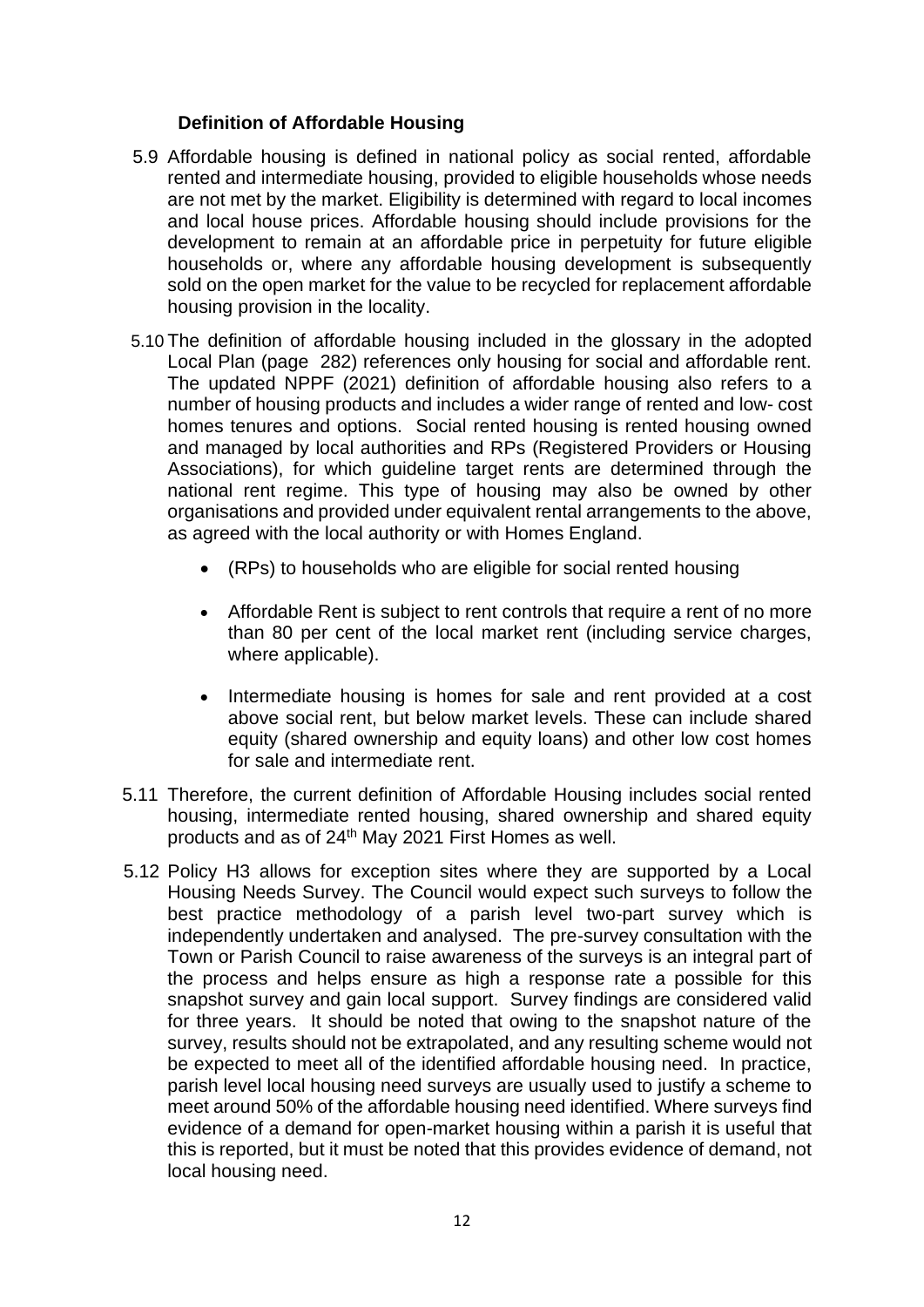### Definition of Affordable Housing

5.9 Affordable housing is defined in national policy as social rented, affordable rented and intermediate housing, provided to eligible households whose needs are not met by the market. Eligibility is determined with regard to local incomes and local house prices. Affordable housing should include provisions for the development to remain at an affordable price in perpetuity for future eligible households or, where any affordable housing development is subsequently sold on the open market for the value to be recycled for replacement affordable housing provision in the locality.

5.10 The definition of affordable housing included in the glossary in the adopted Local Plan (page 282) references only housing for social and affordable rent. The updated NPPF (2021) definition of affordable housing also refers to a number of housing products and includes a wider range of rented and low- cost homes tenures and options. Social rented housing is rented housing owned and managed by local authorities and RPs (Registered Providers or Housing Associations), for which guideline target rents are determined through the national rent regime. This type of housing may also be owned by other organisations and provided under equivalent rental arrangements to the above, as agreed with the local authority or with Homes England.

- (RPs) to households who are eligible for social rented housing
- Affordable Rent is subject to rent controls that require a rent of no more than 80 per cent of the local market rent (including service charges, where applicable).
- Intermediate housing is homes for sale and rent provided at a cost above social rent, but below market levels. These can include shared equity (shared ownership and equity loans) and other low cost homes for sale and intermediate rent.

5.11 Therefore, the current definition of Affordable Housing includes social rented housing, intermediate rented housing, shared ownership and shared equity products and as of 24th May 2021 First Homes as well.

5.12 Policy H3 allows for exception sites where they are supported by a Local Housing Needs Survey. The Council would expect such surveys to follow the best practice methodology of a parish level two-part survey which is independently undertaken and analysed. The pre-survey consultation with the Town or Parish Council to raise awareness of the surveys is an integral part of the process and helps ensure as high a response rate a possible for this snapshot survey and gain local support. Survey findings are considered valid for three years. It should be noted that owing to the snapshot nature of the survey, results should not be extrapolated, and any resulting scheme would not be expected to meet all of the identified affordable housing need. In practice, parish level local housing need surveys are usually used to justify a scheme to meet around 50% of the affordable housing need identified. Where surveys find evidence of a demand for open-market housing within a parish it is useful that this is reported, but it must be noted that this provides evidence of demand, not local housing need.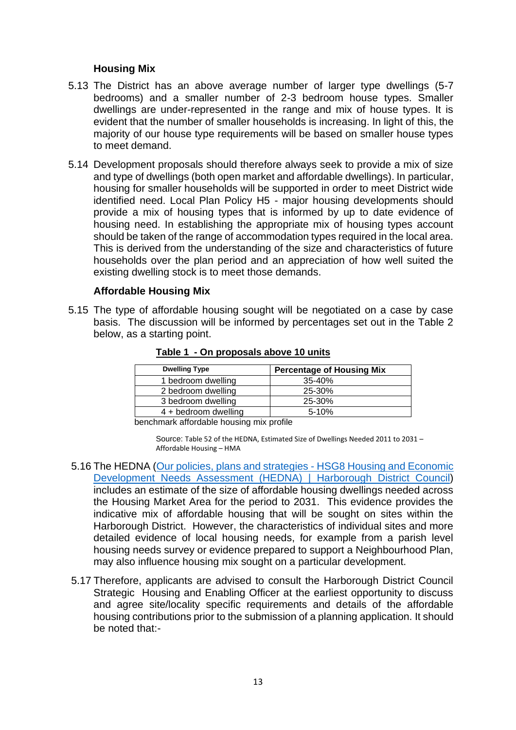### Housing Mix

5.13 The District has an above average number of larger type dwellings (5-7 bedrooms) and a smaller number of 2-3 bedroom house types. Smaller dwellings are under-represented in the range and mix of house types. It is evident that the number of smaller households is increasing. In light of this, the majority of our house type requirements will be based on smaller house types to meet demand.

5.14 Development proposals should therefore always seek to provide a mix of size and type of dwellings (both open market and affordable dwellings). In particular, housing for smaller households will be supported in order to meet District wide identified need. Local Plan Policy H5 - major housing developments should provide a mix of housing types that is informed by up to date evidence of housing need. In establishing the appropriate mix of housing types account should be taken of the range of accommodation types required in the local area. This is derived from the understanding of the size and characteristics of future households over the plan period and an appreciation of how well suited the existing dwelling stock is to meet those demands.

### Affordable Housing Mix

5.15 The type of affordable housing sought will be negotiated on a case by case basis. The discussion will be informed by percentages set out in the Table 2 below, as a starting point.

**Table 1 - On proposals above 10 units**

| Dwelling Type | Percentage of Housing Mix |
|---|---|
| 1 bedroom dwelling | 35-40% |
| 2 bedroom dwelling | 25-30% |
| 3 bedroom dwelling | 25-30% |
| 4 + bedroom dwelling | 5-10% |

benchmark affordable housing mix profile

Source: Table 52 of the HEDNA, Estimated Size of Dwellings Needed 2011 to 2031 – Affordable Housing – HMA

5.16 The HEDNA (Our policies, plans and strategies - HSG8 Housing and Economic Development Needs Assessment (HEDNA) | Harborough District Council) includes an estimate of the size of affordable housing dwellings needed across the Housing Market Area for the period to 2031. This evidence provides the indicative mix of affordable housing that will be sought on sites within the Harborough District. However, the characteristics of individual sites and more detailed evidence of local housing needs, for example from a parish level housing needs survey or evidence prepared to support a Neighbourhood Plan, may also influence housing mix sought on a particular development.

5.17 Therefore, applicants are advised to consult the Harborough District Council Strategic Housing and Enabling Officer at the earliest opportunity to discuss and agree site/locality specific requirements and details of the affordable housing contributions prior to the submission of a planning application. It should be noted that:-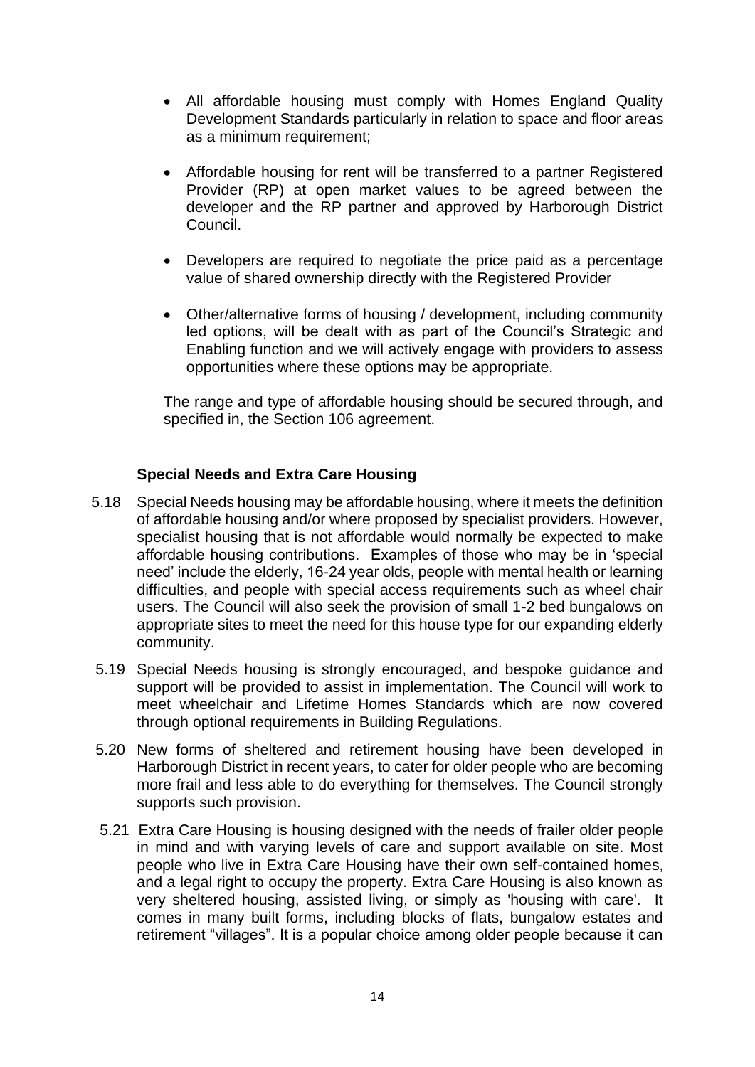- All affordable housing must comply with Homes England Quality Development Standards particularly in relation to space and floor areas as a minimum requirement;

- Affordable housing for rent will be transferred to a partner Registered Provider (RP) at open market values to be agreed between the developer and the RP partner and approved by Harborough District Council.

- Developers are required to negotiate the price paid as a percentage value of shared ownership directly with the Registered Provider

- Other/alternative forms of housing / development, including community led options, will be dealt with as part of the Council's Strategic and Enabling function and we will actively engage with providers to assess opportunities where these options may be appropriate.

The range and type of affordable housing should be secured through, and specified in, the Section 106 agreement.

**Special Needs and Extra Care Housing**

5.18 Special Needs housing may be affordable housing, where it meets the definition of affordable housing and/or where proposed by specialist providers. However, specialist housing that is not affordable would normally be expected to make affordable housing contributions. Examples of those who may be in 'special need' include the elderly, 16-24 year olds, people with mental health or learning difficulties, and people with special access requirements such as wheel chair users. The Council will also seek the provision of small 1-2 bed bungalows on appropriate sites to meet the need for this house type for our expanding elderly community.

5.19 Special Needs housing is strongly encouraged, and bespoke guidance and support will be provided to assist in implementation. The Council will work to meet wheelchair and Lifetime Homes Standards which are now covered through optional requirements in Building Regulations.

5.20 New forms of sheltered and retirement housing have been developed in Harborough District in recent years, to cater for older people who are becoming more frail and less able to do everything for themselves. The Council strongly supports such provision.

5.21 Extra Care Housing is housing designed with the needs of frailer older people in mind and with varying levels of care and support available on site. Most people who live in Extra Care Housing have their own self-contained homes, and a legal right to occupy the property. Extra Care Housing is also known as very sheltered housing, assisted living, or simply as 'housing with care'. It comes in many built forms, including blocks of flats, bungalow estates and retirement "villages". It is a popular choice among older people because it can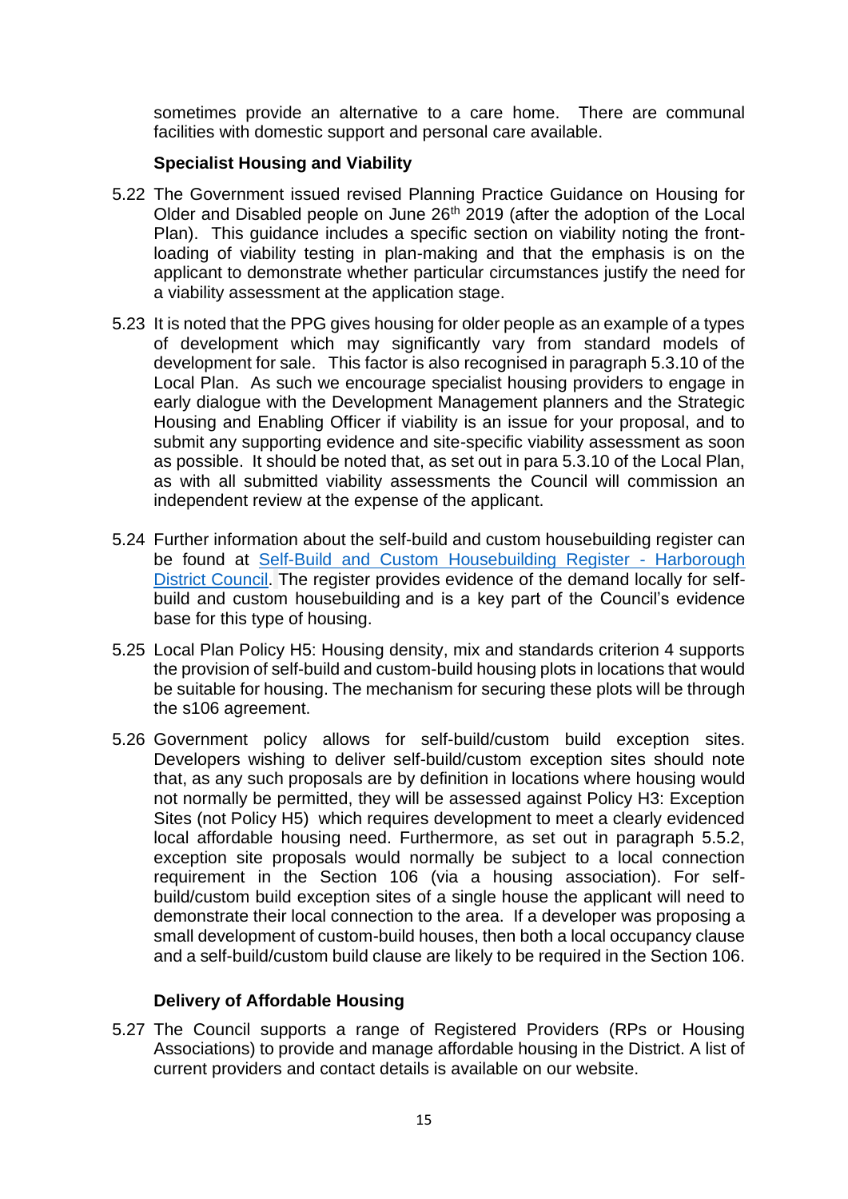sometimes provide an alternative to a care home. There are communal facilities with domestic support and personal care available.

### Specialist Housing and Viability

5.22 The Government issued revised Planning Practice Guidance on Housing for Older and Disabled people on June 26th 2019 (after the adoption of the Local Plan). This guidance includes a specific section on viability noting the front-loading of viability testing in plan-making and that the emphasis is on the applicant to demonstrate whether particular circumstances justify the need for a viability assessment at the application stage.

5.23 It is noted that the PPG gives housing for older people as an example of a types of development which may significantly vary from standard models of development for sale. This factor is also recognised in paragraph 5.3.10 of the Local Plan. As such we encourage specialist housing providers to engage in early dialogue with the Development Management planners and the Strategic Housing and Enabling Officer if viability is an issue for your proposal, and to submit any supporting evidence and site-specific viability assessment as soon as possible. It should be noted that, as set out in para 5.3.10 of the Local Plan, as with all submitted viability assessments the Council will commission an independent review at the expense of the applicant.

5.24 Further information about the self-build and custom housebuilding register can be found at [Self-Build and Custom Housebuilding Register - Harborough District Council](). The register provides evidence of the demand locally for self-build and custom housebuilding and is a key part of the Council's evidence base for this type of housing.

5.25 Local Plan Policy H5: Housing density, mix and standards criterion 4 supports the provision of self-build and custom-build housing plots in locations that would be suitable for housing. The mechanism for securing these plots will be through the s106 agreement.

5.26 Government policy allows for self-build/custom build exception sites. Developers wishing to deliver self-build/custom exception sites should note that, as any such proposals are by definition in locations where housing would not normally be permitted, they will be assessed against Policy H3: Exception Sites (not Policy H5) which requires development to meet a clearly evidenced local affordable housing need. Furthermore, as set out in paragraph 5.5.2, exception site proposals would normally be subject to a local connection requirement in the Section 106 (via a housing association). For self-build/custom build exception sites of a single house the applicant will need to demonstrate their local connection to the area. If a developer was proposing a small development of custom-build houses, then both a local occupancy clause and a self-build/custom build clause are likely to be required in the Section 106.

### Delivery of Affordable Housing

5.27 The Council supports a range of Registered Providers (RPs or Housing Associations) to provide and manage affordable housing in the District. A list of current providers and contact details is available on our website.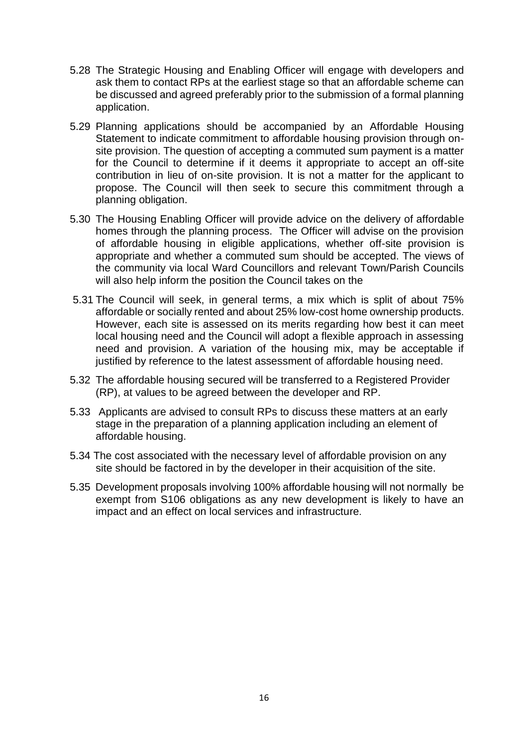5.28 The Strategic Housing and Enabling Officer will engage with developers and ask them to contact RPs at the earliest stage so that an affordable scheme can be discussed and agreed preferably prior to the submission of a formal planning application.

5.29 Planning applications should be accompanied by an Affordable Housing Statement to indicate commitment to affordable housing provision through on-site provision. The question of accepting a commuted sum payment is a matter for the Council to determine if it deems it appropriate to accept an off-site contribution in lieu of on-site provision. It is not a matter for the applicant to propose. The Council will then seek to secure this commitment through a planning obligation.

5.30 The Housing Enabling Officer will provide advice on the delivery of affordable homes through the planning process. The Officer will advise on the provision of affordable housing in eligible applications, whether off-site provision is appropriate and whether a commuted sum should be accepted. The views of the community via local Ward Councillors and relevant Town/Parish Councils will also help inform the position the Council takes on the

5.31 The Council will seek, in general terms, a mix which is split of about 75% affordable or socially rented and about 25% low-cost home ownership products. However, each site is assessed on its merits regarding how best it can meet local housing need and the Council will adopt a flexible approach in assessing need and provision. A variation of the housing mix, may be acceptable if justified by reference to the latest assessment of affordable housing need.

5.32 The affordable housing secured will be transferred to a Registered Provider (RP), at values to be agreed between the developer and RP.

5.33 Applicants are advised to consult RPs to discuss these matters at an early stage in the preparation of a planning application including an element of affordable housing.

5.34 The cost associated with the necessary level of affordable provision on any site should be factored in by the developer in their acquisition of the site.

5.35 Development proposals involving 100% affordable housing will not normally be exempt from S106 obligations as any new development is likely to have an impact and an effect on local services and infrastructure.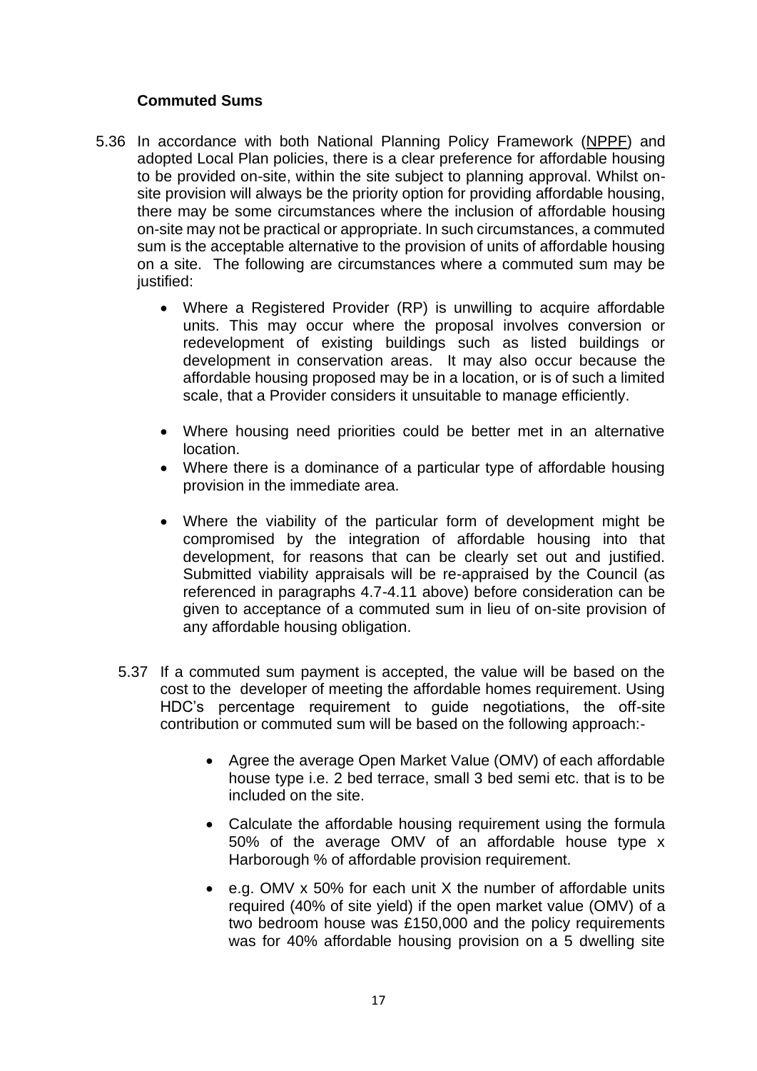### Commuted Sums

5.36 In accordance with both National Planning Policy Framework (NPPF) and adopted Local Plan policies, there is a clear preference for affordable housing to be provided on-site, within the site subject to planning approval. Whilst on-site provision will always be the priority option for providing affordable housing, there may be some circumstances where the inclusion of affordable housing on-site may not be practical or appropriate. In such circumstances, a commuted sum is the acceptable alternative to the provision of units of affordable housing on a site. The following are circumstances where a commuted sum may be justified:

- Where a Registered Provider (RP) is unwilling to acquire affordable units. This may occur where the proposal involves conversion or redevelopment of existing buildings such as listed buildings or development in conservation areas. It may also occur because the affordable housing proposed may be in a location, or is of such a limited scale, that a Provider considers it unsuitable to manage efficiently.

- Where housing need priorities could be better met in an alternative location.
- Where there is a dominance of a particular type of affordable housing provision in the immediate area.

- Where the viability of the particular form of development might be compromised by the integration of affordable housing into that development, for reasons that can be clearly set out and justified. Submitted viability appraisals will be re-appraised by the Council (as referenced in paragraphs 4.7-4.11 above) before consideration can be given to acceptance of a commuted sum in lieu of on-site provision of any affordable housing obligation.

5.37 If a commuted sum payment is accepted, the value will be based on the cost to the developer of meeting the affordable homes requirement. Using HDC's percentage requirement to guide negotiations, the off-site contribution or commuted sum will be based on the following approach:-

- Agree the average Open Market Value (OMV) of each affordable house type i.e. 2 bed terrace, small 3 bed semi etc. that is to be included on the site.

- Calculate the affordable housing requirement using the formula 50% of the average OMV of an affordable house type x Harborough % of affordable provision requirement.

- e.g. OMV x 50% for each unit X the number of affordable units required (40% of site yield) if the open market value (OMV) of a two bedroom house was £150,000 and the policy requirements was for 40% affordable housing provision on a 5 dwelling site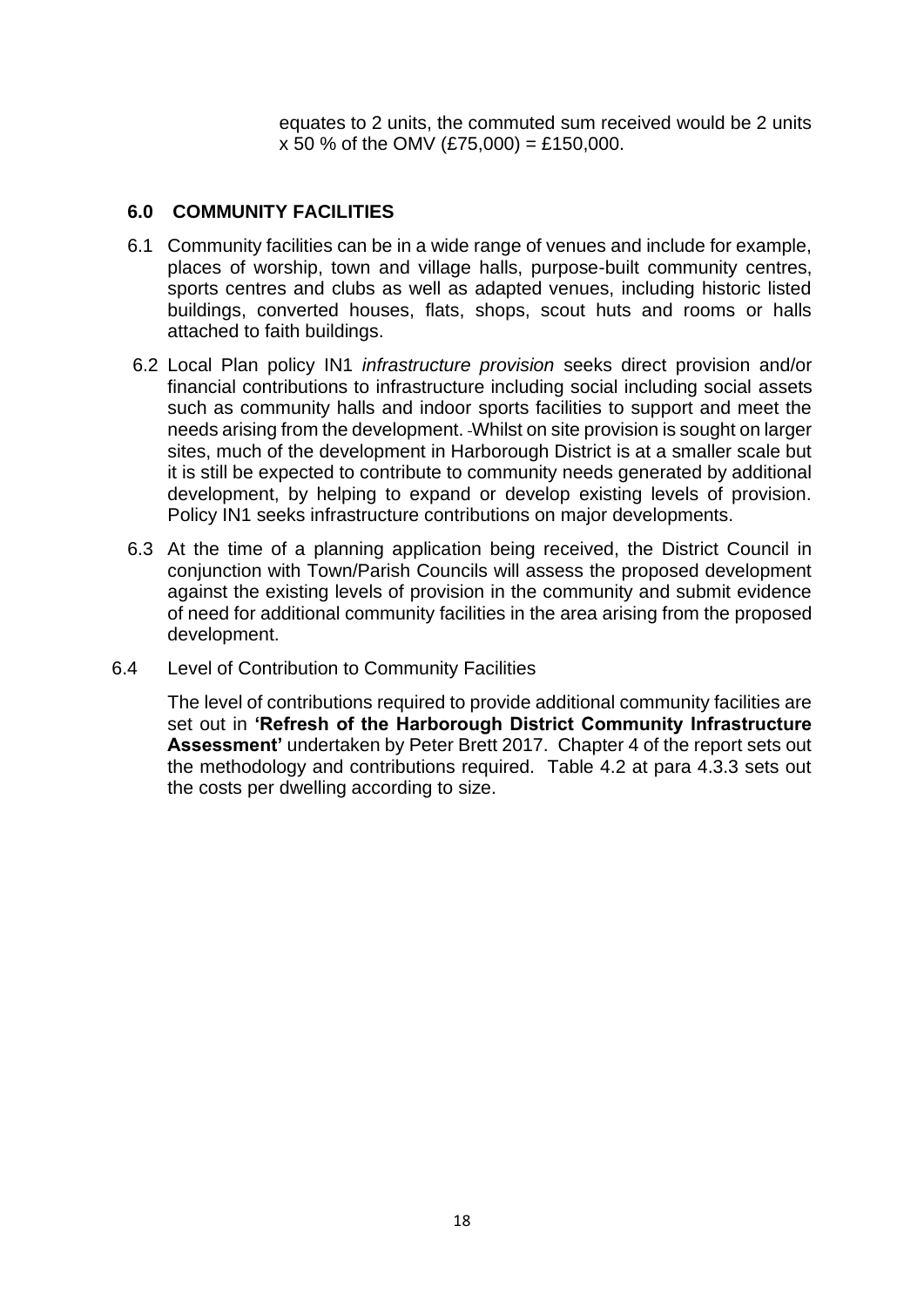equates to 2 units, the commuted sum received would be 2 units x 50 % of the OMV (£75,000) = £150,000.

## 6.0 COMMUNITY FACILITIES

6.1 Community facilities can be in a wide range of venues and include for example, places of worship, town and village halls, purpose-built community centres, sports centres and clubs as well as adapted venues, including historic listed buildings, converted houses, flats, shops, scout huts and rooms or halls attached to faith buildings.

6.2 Local Plan policy IN1 *infrastructure provision* seeks direct provision and/or financial contributions to infrastructure including social including social assets such as community halls and indoor sports facilities to support and meet the needs arising from the development. Whilst on site provision is sought on larger sites, much of the development in Harborough District is at a smaller scale but it is still be expected to contribute to community needs generated by additional development, by helping to expand or develop existing levels of provision. Policy IN1 seeks infrastructure contributions on major developments.

6.3 At the time of a planning application being received, the District Council in conjunction with Town/Parish Councils will assess the proposed development against the existing levels of provision in the community and submit evidence of need for additional community facilities in the area arising from the proposed development.

6.4 Level of Contribution to Community Facilities

The level of contributions required to provide additional community facilities are set out in **'Refresh of the Harborough District Community Infrastructure Assessment'** undertaken by Peter Brett 2017. Chapter 4 of the report sets out the methodology and contributions required. Table 4.2 at para 4.3.3 sets out the costs per dwelling according to size.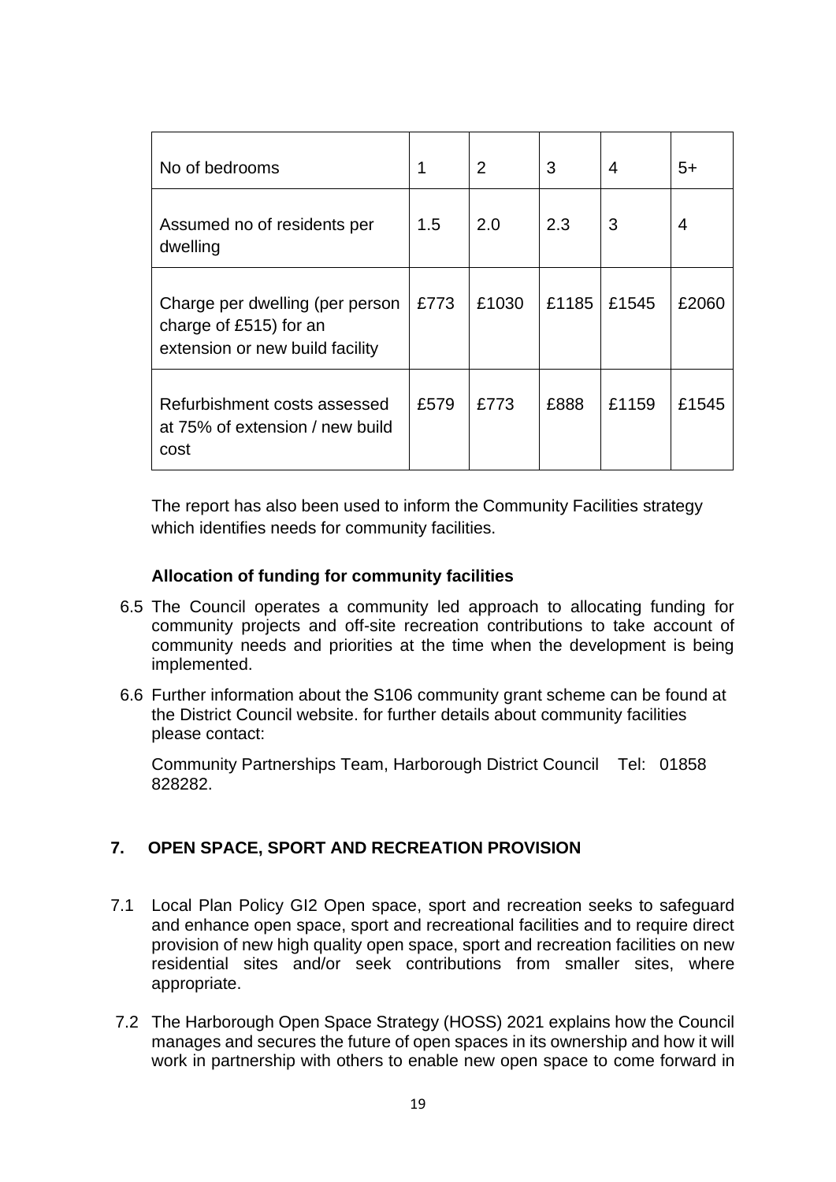| No of bedrooms | 1 | 2 | 3 | 4 | 5+ |
|---|---|---|---|---|---|
| Assumed no of residents per dwelling | 1.5 | 2.0 | 2.3 | 3 | 4 |
| Charge per dwelling (per person charge of £515) for an extension or new build facility | £773 | £1030 | £1185 | £1545 | £2060 |
| Refurbishment costs assessed at 75% of extension / new build cost | £579 | £773 | £888 | £1159 | £1545 |

The report has also been used to inform the Community Facilities strategy which identifies needs for community facilities.

**Allocation of funding for community facilities**

6.5 The Council operates a community led approach to allocating funding for community projects and off-site recreation contributions to take account of community needs and priorities at the time when the development is being implemented.

6.6 Further information about the S106 community grant scheme can be found at the District Council website. for further details about community facilities please contact:

Community Partnerships Team, Harborough District Council Tel: 01858 828282.

## 7. OPEN SPACE, SPORT AND RECREATION PROVISION

7.1 Local Plan Policy GI2 Open space, sport and recreation seeks to safeguard and enhance open space, sport and recreational facilities and to require direct provision of new high quality open space, sport and recreation facilities on new residential sites and/or seek contributions from smaller sites, where appropriate.

7.2 The Harborough Open Space Strategy (HOSS) 2021 explains how the Council manages and secures the future of open spaces in its ownership and how it will work in partnership with others to enable new open space to come forward in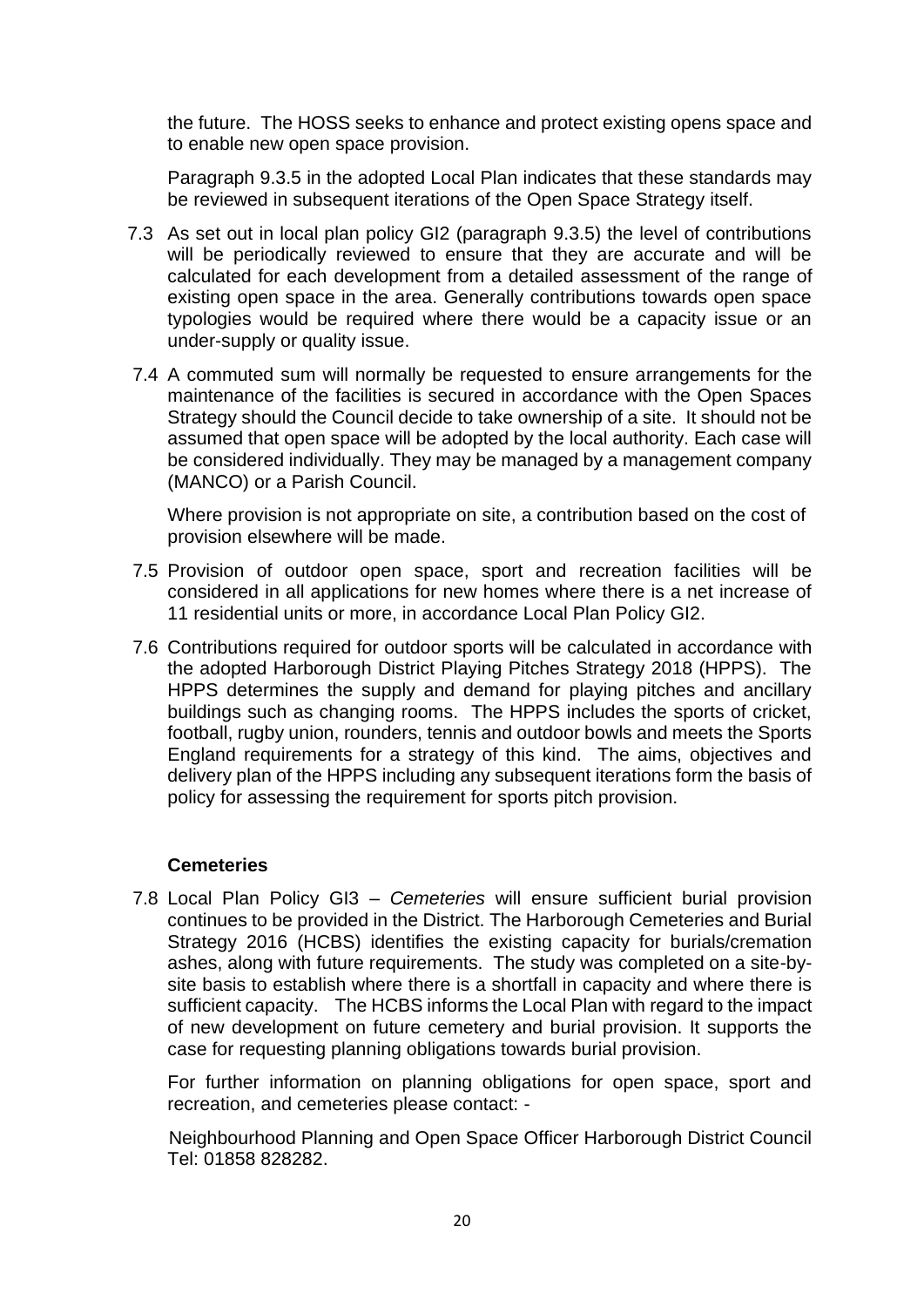the future. The HOSS seeks to enhance and protect existing opens space and to enable new open space provision.

Paragraph 9.3.5 in the adopted Local Plan indicates that these standards may be reviewed in subsequent iterations of the Open Space Strategy itself.

7.3 As set out in local plan policy GI2 (paragraph 9.3.5) the level of contributions will be periodically reviewed to ensure that they are accurate and will be calculated for each development from a detailed assessment of the range of existing open space in the area. Generally contributions towards open space typologies would be required where there would be a capacity issue or an under-supply or quality issue.

7.4 A commuted sum will normally be requested to ensure arrangements for the maintenance of the facilities is secured in accordance with the Open Spaces Strategy should the Council decide to take ownership of a site. It should not be assumed that open space will be adopted by the local authority. Each case will be considered individually. They may be managed by a management company (MANCO) or a Parish Council.

Where provision is not appropriate on site, a contribution based on the cost of provision elsewhere will be made.

7.5 Provision of outdoor open space, sport and recreation facilities will be considered in all applications for new homes where there is a net increase of 11 residential units or more, in accordance Local Plan Policy GI2.

7.6 Contributions required for outdoor sports will be calculated in accordance with the adopted Harborough District Playing Pitches Strategy 2018 (HPPS). The HPPS determines the supply and demand for playing pitches and ancillary buildings such as changing rooms. The HPPS includes the sports of cricket, football, rugby union, rounders, tennis and outdoor bowls and meets the Sports England requirements for a strategy of this kind. The aims, objectives and delivery plan of the HPPS including any subsequent iterations form the basis of policy for assessing the requirement for sports pitch provision.

**Cemeteries**

7.8 Local Plan Policy GI3 – *Cemeteries* will ensure sufficient burial provision continues to be provided in the District. The Harborough Cemeteries and Burial Strategy 2016 (HCBS) identifies the existing capacity for burials/cremation ashes, along with future requirements. The study was completed on a site-by-site basis to establish where there is a shortfall in capacity and where there is sufficient capacity. The HCBS informs the Local Plan with regard to the impact of new development on future cemetery and burial provision. It supports the case for requesting planning obligations towards burial provision.

For further information on planning obligations for open space, sport and recreation, and cemeteries please contact: -

Neighbourhood Planning and Open Space Officer Harborough District Council Tel: 01858 828282.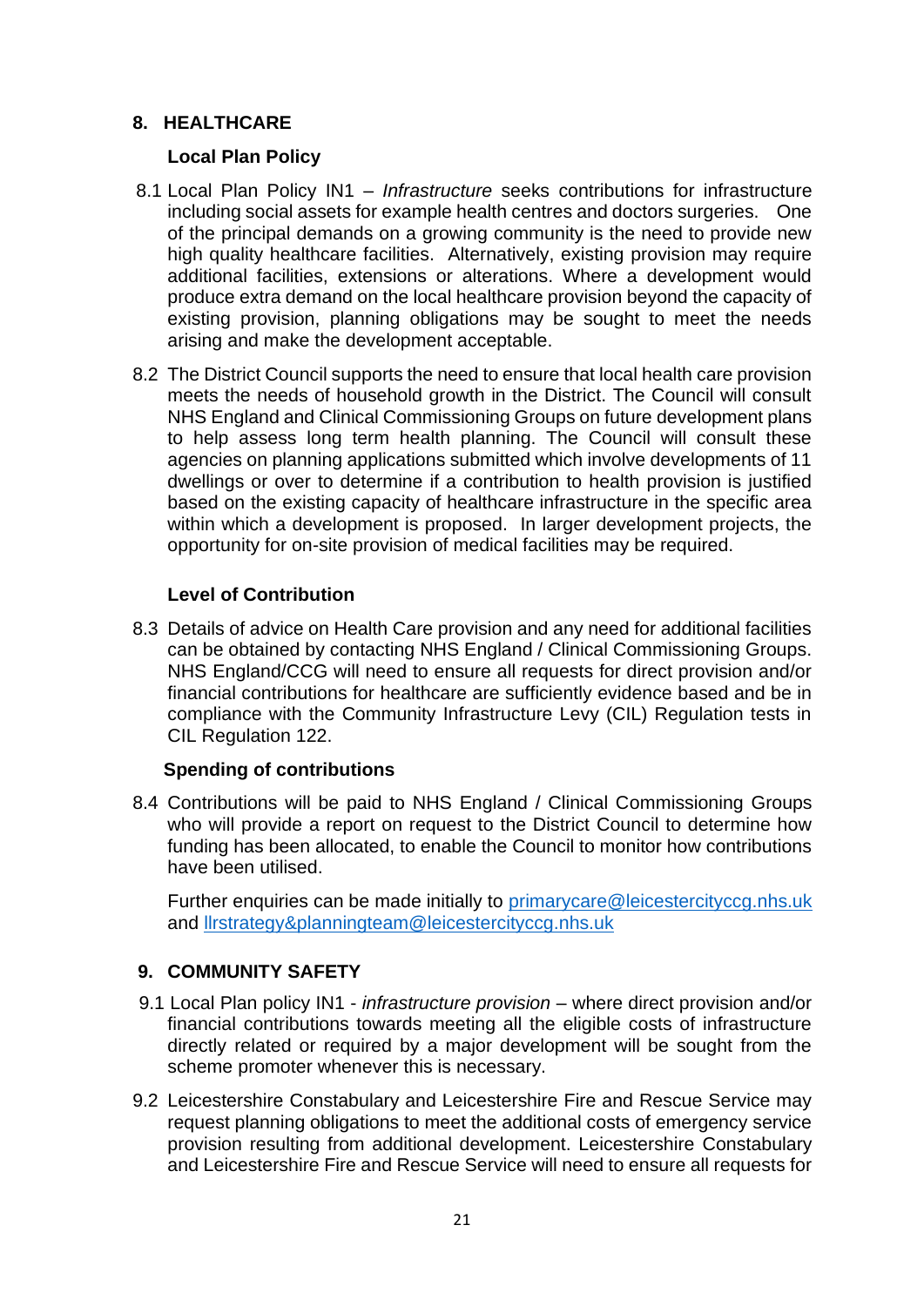## 8. HEALTHCARE

### Local Plan Policy

8.1 Local Plan Policy IN1 – *Infrastructure* seeks contributions for infrastructure including social assets for example health centres and doctors surgeries. One of the principal demands on a growing community is the need to provide new high quality healthcare facilities. Alternatively, existing provision may require additional facilities, extensions or alterations. Where a development would produce extra demand on the local healthcare provision beyond the capacity of existing provision, planning obligations may be sought to meet the needs arising and make the development acceptable.

8.2 The District Council supports the need to ensure that local health care provision meets the needs of household growth in the District. The Council will consult NHS England and Clinical Commissioning Groups on future development plans to help assess long term health planning. The Council will consult these agencies on planning applications submitted which involve developments of 11 dwellings or over to determine if a contribution to health provision is justified based on the existing capacity of healthcare infrastructure in the specific area within which a development is proposed. In larger development projects, the opportunity for on-site provision of medical facilities may be required.

### Level of Contribution

8.3 Details of advice on Health Care provision and any need for additional facilities can be obtained by contacting NHS England / Clinical Commissioning Groups. NHS England/CCG will need to ensure all requests for direct provision and/or financial contributions for healthcare are sufficiently evidence based and be in compliance with the Community Infrastructure Levy (CIL) Regulation tests in CIL Regulation 122.

### Spending of contributions

8.4 Contributions will be paid to NHS England / Clinical Commissioning Groups who will provide a report on request to the District Council to determine how funding has been allocated, to enable the Council to monitor how contributions have been utilised.

Further enquiries can be made initially to primarycare@leicestercityccg.nhs.uk and llrstrategy&planningteam@leicestercityccg.nhs.uk

## 9. COMMUNITY SAFETY

9.1 Local Plan policy IN1 - *infrastructure provision* – where direct provision and/or financial contributions towards meeting all the eligible costs of infrastructure directly related or required by a major development will be sought from the scheme promoter whenever this is necessary.

9.2 Leicestershire Constabulary and Leicestershire Fire and Rescue Service may request planning obligations to meet the additional costs of emergency service provision resulting from additional development. Leicestershire Constabulary and Leicestershire Fire and Rescue Service will need to ensure all requests for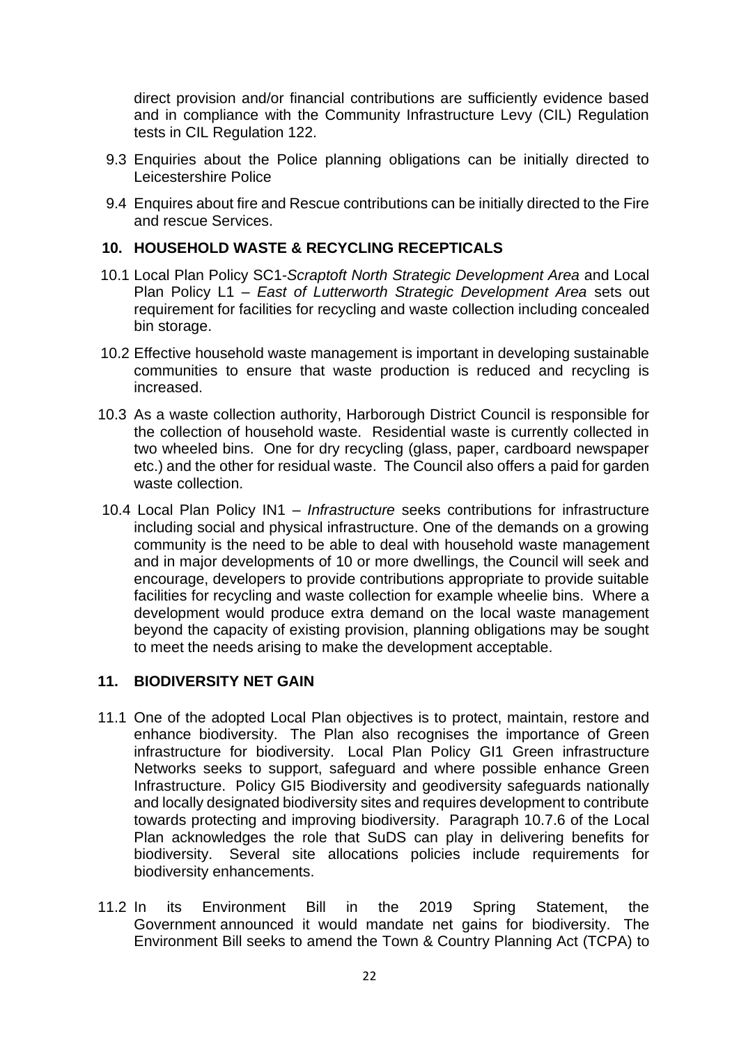direct provision and/or financial contributions are sufficiently evidence based and in compliance with the Community Infrastructure Levy (CIL) Regulation tests in CIL Regulation 122.

9.3 Enquiries about the Police planning obligations can be initially directed to Leicestershire Police

9.4 Enquires about fire and Rescue contributions can be initially directed to the Fire and rescue Services.

## 10. HOUSEHOLD WASTE & RECYCLING RECEPTICALS

10.1 Local Plan Policy SC1-*Scraptoft North Strategic Development Area* and Local Plan Policy L1 – *East of Lutterworth Strategic Development Area* sets out requirement for facilities for recycling and waste collection including concealed bin storage.

10.2 Effective household waste management is important in developing sustainable communities to ensure that waste production is reduced and recycling is increased.

10.3 As a waste collection authority, Harborough District Council is responsible for the collection of household waste. Residential waste is currently collected in two wheeled bins. One for dry recycling (glass, paper, cardboard newspaper etc.) and the other for residual waste. The Council also offers a paid for garden waste collection.

10.4 Local Plan Policy IN1 – *Infrastructure* seeks contributions for infrastructure including social and physical infrastructure. One of the demands on a growing community is the need to be able to deal with household waste management and in major developments of 10 or more dwellings, the Council will seek and encourage, developers to provide contributions appropriate to provide suitable facilities for recycling and waste collection for example wheelie bins. Where a development would produce extra demand on the local waste management beyond the capacity of existing provision, planning obligations may be sought to meet the needs arising to make the development acceptable.

## 11. BIODIVERSITY NET GAIN

11.1 One of the adopted Local Plan objectives is to protect, maintain, restore and enhance biodiversity. The Plan also recognises the importance of Green infrastructure for biodiversity. Local Plan Policy GI1 Green infrastructure Networks seeks to support, safeguard and where possible enhance Green Infrastructure. Policy GI5 Biodiversity and geodiversity safeguards nationally and locally designated biodiversity sites and requires development to contribute towards protecting and improving biodiversity. Paragraph 10.7.6 of the Local Plan acknowledges the role that SuDS can play in delivering benefits for biodiversity. Several site allocations policies include requirements for biodiversity enhancements.

11.2 In its Environment Bill in the 2019 Spring Statement, the Government announced it would mandate net gains for biodiversity. The Environment Bill seeks to amend the Town & Country Planning Act (TCPA) to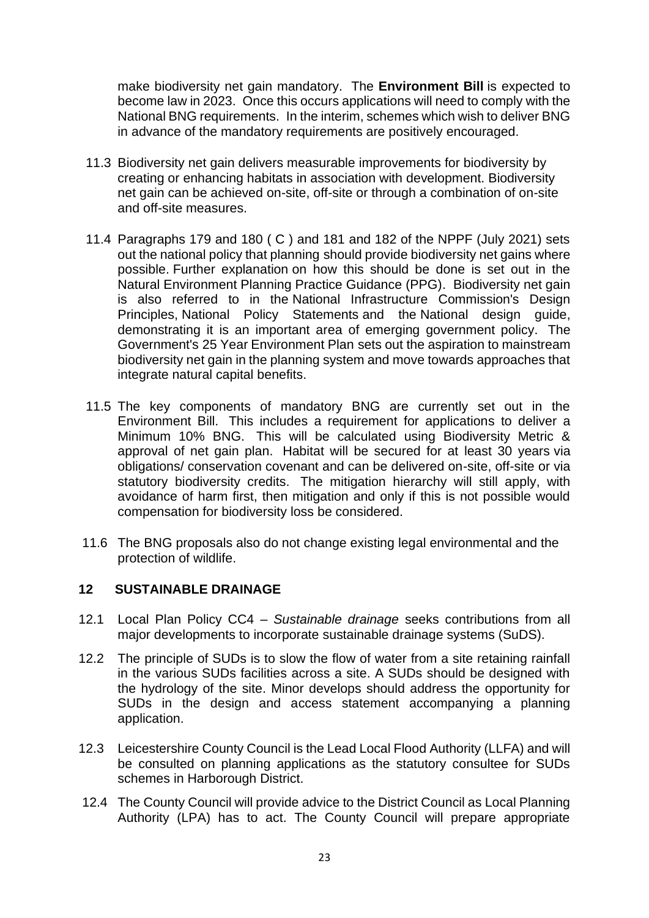make biodiversity net gain mandatory. The **Environment Bill** is expected to become law in 2023. Once this occurs applications will need to comply with the National BNG requirements. In the interim, schemes which wish to deliver BNG in advance of the mandatory requirements are positively encouraged.

11.3 Biodiversity net gain delivers measurable improvements for biodiversity by creating or enhancing habitats in association with development. Biodiversity net gain can be achieved on-site, off-site or through a combination of on-site and off-site measures.

11.4 Paragraphs 179 and 180 ( C ) and 181 and 182 of the NPPF (July 2021) sets out the national policy that planning should provide biodiversity net gains where possible. Further explanation on how this should be done is set out in the Natural Environment Planning Practice Guidance (PPG). Biodiversity net gain is also referred to in the National Infrastructure Commission's Design Principles, National Policy Statements and the National design guide, demonstrating it is an important area of emerging government policy. The Government's 25 Year Environment Plan sets out the aspiration to mainstream biodiversity net gain in the planning system and move towards approaches that integrate natural capital benefits.

11.5 The key components of mandatory BNG are currently set out in the Environment Bill. This includes a requirement for applications to deliver a Minimum 10% BNG. This will be calculated using Biodiversity Metric & approval of net gain plan. Habitat will be secured for at least 30 years via obligations/ conservation covenant and can be delivered on-site, off-site or via statutory biodiversity credits. The mitigation hierarchy will still apply, with avoidance of harm first, then mitigation and only if this is not possible would compensation for biodiversity loss be considered.

11.6 The BNG proposals also do not change existing legal environmental and the protection of wildlife.

## 12 SUSTAINABLE DRAINAGE

12.1 Local Plan Policy CC4 – *Sustainable drainage* seeks contributions from all major developments to incorporate sustainable drainage systems (SuDS).

12.2 The principle of SUDs is to slow the flow of water from a site retaining rainfall in the various SUDs facilities across a site. A SUDs should be designed with the hydrology of the site. Minor develops should address the opportunity for SUDs in the design and access statement accompanying a planning application.

12.3 Leicestershire County Council is the Lead Local Flood Authority (LLFA) and will be consulted on planning applications as the statutory consultee for SUDs schemes in Harborough District.

12.4 The County Council will provide advice to the District Council as Local Planning Authority (LPA) has to act. The County Council will prepare appropriate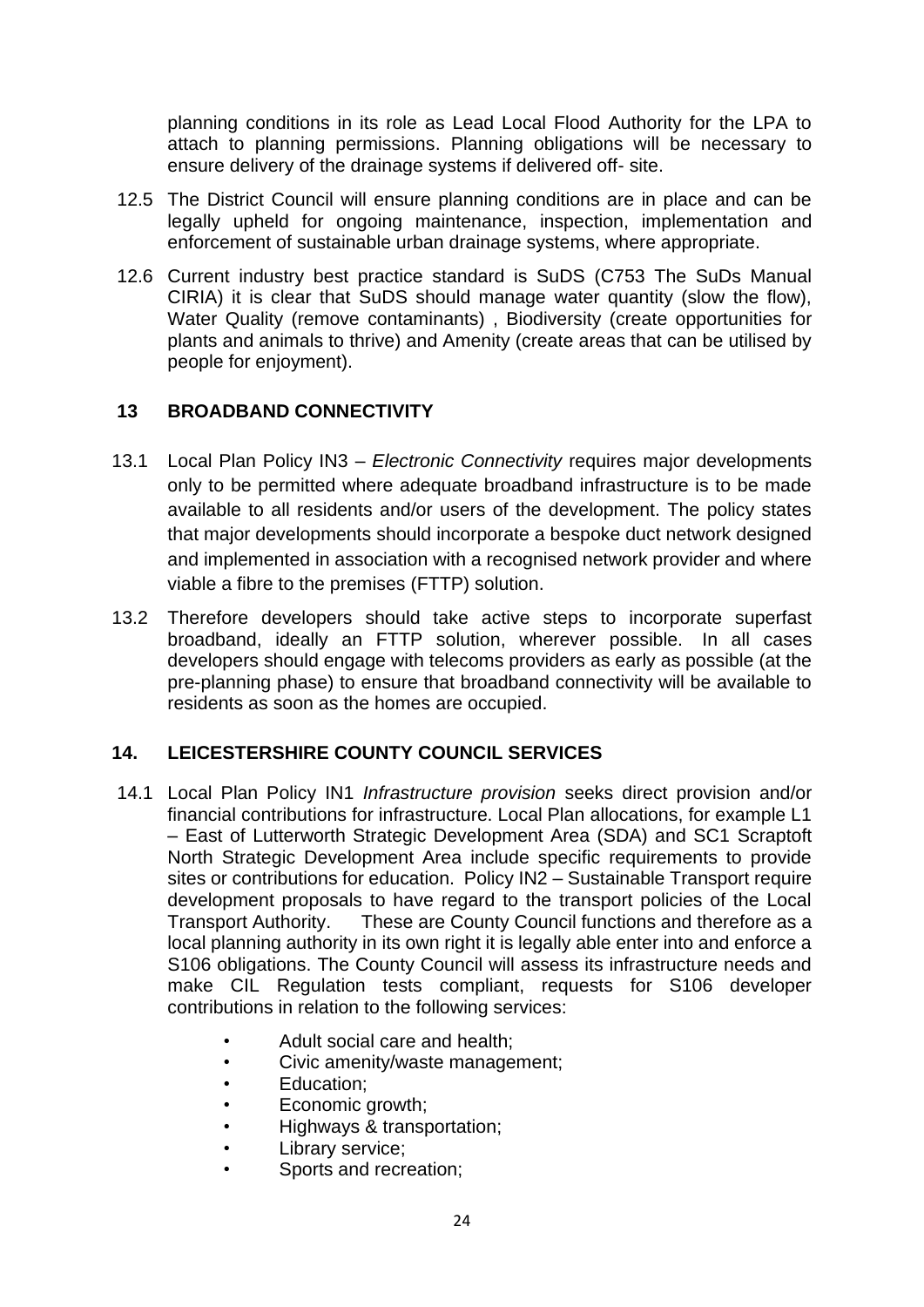planning conditions in its role as Lead Local Flood Authority for the LPA to attach to planning permissions. Planning obligations will be necessary to ensure delivery of the drainage systems if delivered off- site.

12.5 The District Council will ensure planning conditions are in place and can be legally upheld for ongoing maintenance, inspection, implementation and enforcement of sustainable urban drainage systems, where appropriate.

12.6 Current industry best practice standard is SuDS (C753 The SuDs Manual CIRIA) it is clear that SuDS should manage water quantity (slow the flow), Water Quality (remove contaminants) , Biodiversity (create opportunities for plants and animals to thrive) and Amenity (create areas that can be utilised by people for enjoyment).

## 13 BROADBAND CONNECTIVITY

13.1 Local Plan Policy IN3 – *Electronic Connectivity* requires major developments only to be permitted where adequate broadband infrastructure is to be made available to all residents and/or users of the development. The policy states that major developments should incorporate a bespoke duct network designed and implemented in association with a recognised network provider and where viable a fibre to the premises (FTTP) solution.

13.2 Therefore developers should take active steps to incorporate superfast broadband, ideally an FTTP solution, wherever possible. In all cases developers should engage with telecoms providers as early as possible (at the pre-planning phase) to ensure that broadband connectivity will be available to residents as soon as the homes are occupied.

## 14. LEICESTERSHIRE COUNTY COUNCIL SERVICES

14.1 Local Plan Policy IN1 *Infrastructure provision* seeks direct provision and/or financial contributions for infrastructure. Local Plan allocations, for example L1 – East of Lutterworth Strategic Development Area (SDA) and SC1 Scraptoft North Strategic Development Area include specific requirements to provide sites or contributions for education. Policy IN2 – Sustainable Transport require development proposals to have regard to the transport policies of the Local Transport Authority. These are County Council functions and therefore as a local planning authority in its own right it is legally able enter into and enforce a S106 obligations. The County Council will assess its infrastructure needs and make CIL Regulation tests compliant, requests for S106 developer contributions in relation to the following services:

- Adult social care and health;
- Civic amenity/waste management;
- Education;
- Economic growth;
- Highways & transportation;
- Library service;
- Sports and recreation;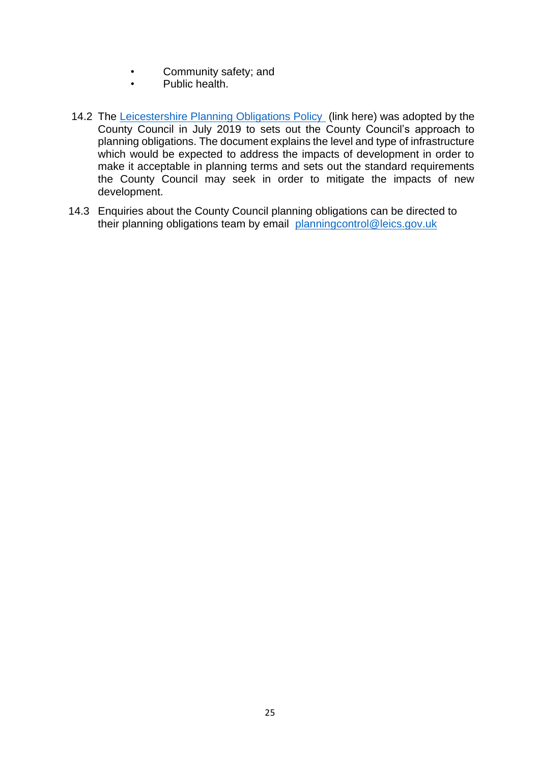- Community safety; and
- Public health.

14.2 The [Leicestershire Planning Obligations Policy](link) (link here) was adopted by the County Council in July 2019 to sets out the County Council's approach to planning obligations. The document explains the level and type of infrastructure which would be expected to address the impacts of development in order to make it acceptable in planning terms and sets out the standard requirements the County Council may seek in order to mitigate the impacts of new development.

14.3 Enquiries about the County Council planning obligations can be directed to their planning obligations team by email planningcontrol@leics.gov.uk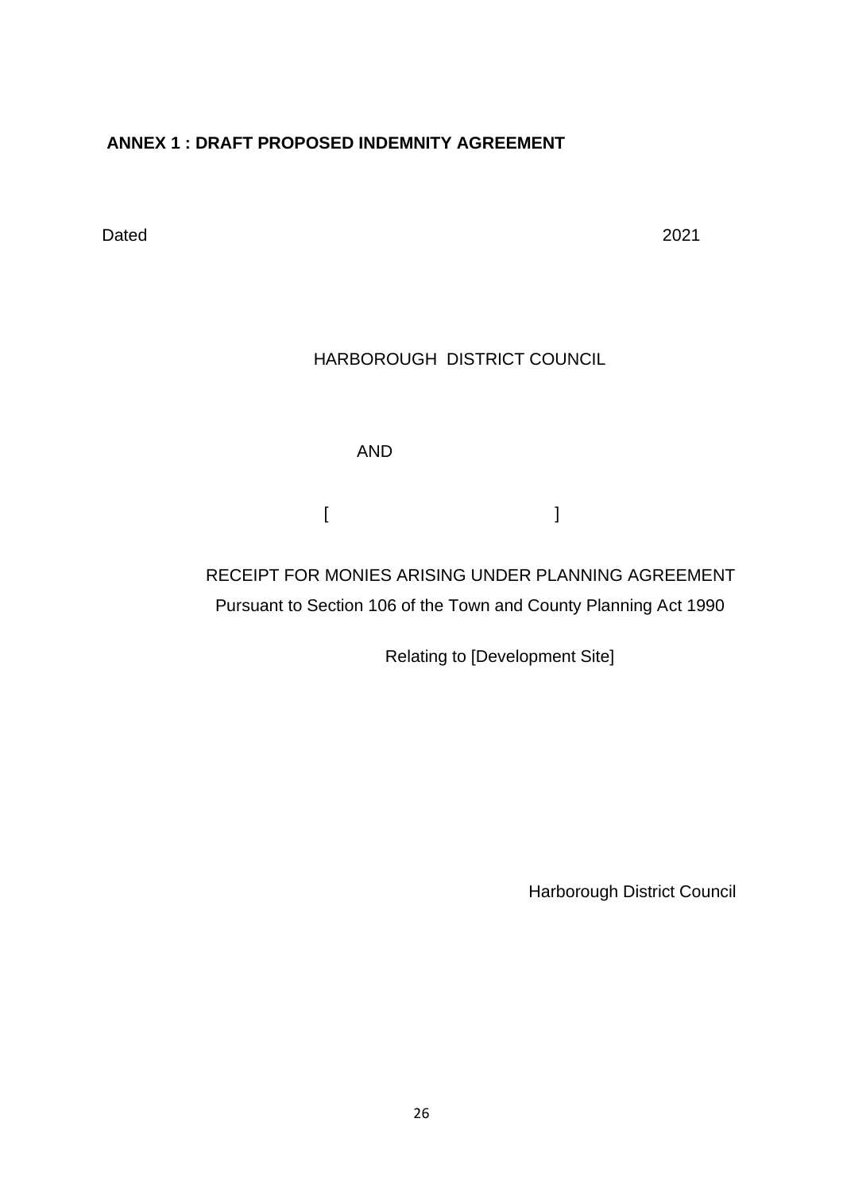**ANNEX 1 : DRAFT PROPOSED INDEMNITY AGREEMENT**

Dated 2021

HARBOROUGH DISTRICT COUNCIL

AND

[ ]

RECEIPT FOR MONIES ARISING UNDER PLANNING AGREEMENT

Pursuant to Section 106 of the Town and County Planning Act 1990

Relating to [Development Site]

Harborough District Council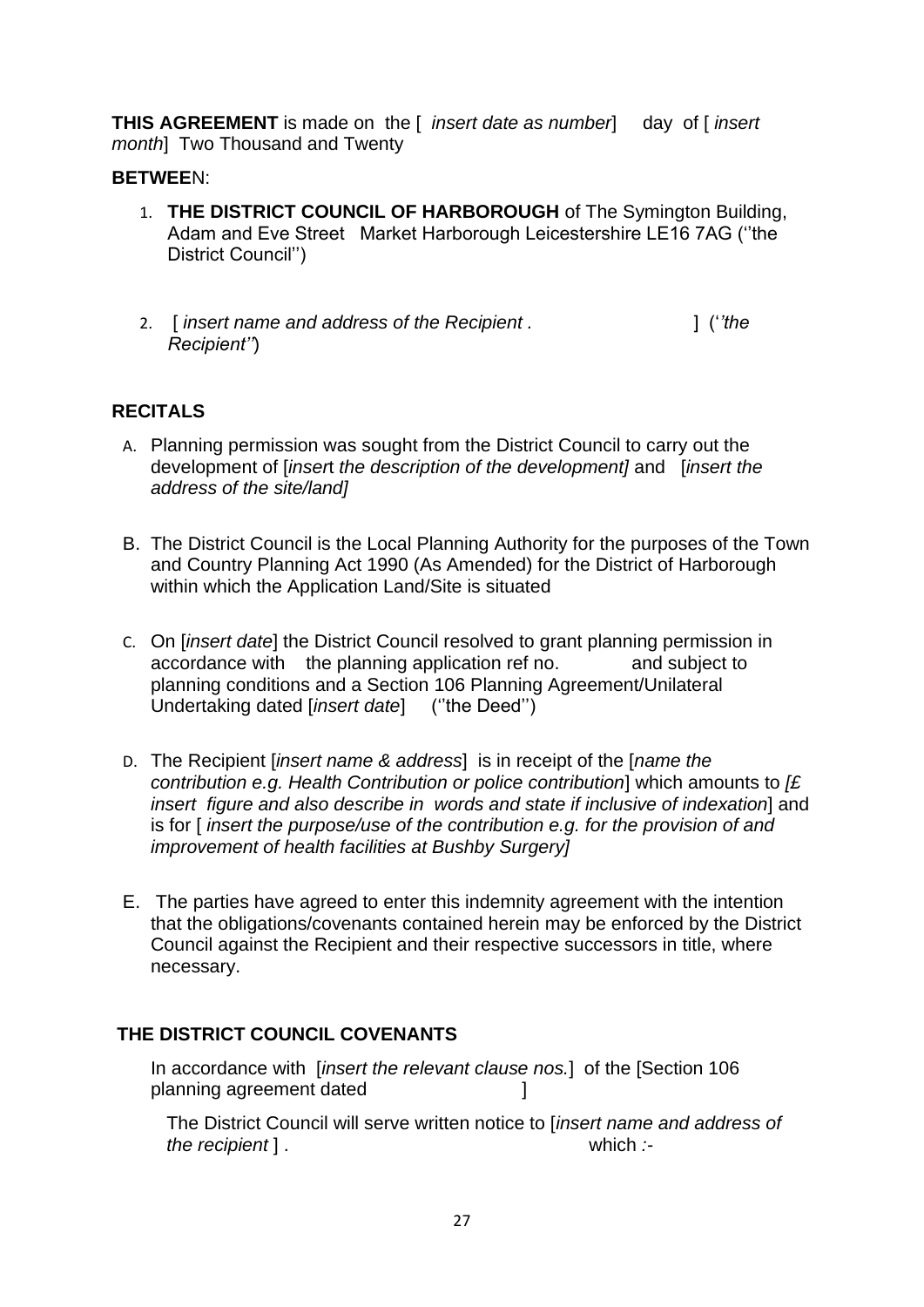**THIS AGREEMENT** is made on the [ *insert date as number*] day of [ *insert month*] Two Thousand and Twenty

**BETWEE**N:

1. **THE DISTRICT COUNCIL OF HARBOROUGH** of The Symington Building, Adam and Eve Street Market Harborough Leicestershire LE16 7AG (''the District Council'')

2. [ *insert name and address of the Recipient .* ] (*''the Recipient''*)

**RECITALS**

A. Planning permission was sought from the District Council to carry out the development of [*insert the description of the development]* and [*insert the address of the site/land]*

B. The District Council is the Local Planning Authority for the purposes of the Town and Country Planning Act 1990 (As Amended) for the District of Harborough within which the Application Land/Site is situated

C. On [*insert date*] the District Council resolved to grant planning permission in accordance with the planning application ref no. and subject to planning conditions and a Section 106 Planning Agreement/Unilateral Undertaking dated [*insert date*] (''the Deed'')

D. The Recipient [*insert name & address*] is in receipt of the [*name the contribution e.g. Health Contribution or police contribution*] which amounts to *[£ insert figure and also describe in words and state if inclusive of indexation*] and is for [ *insert the purpose/use of the contribution e.g. for the provision of and improvement of health facilities at Bushby Surgery]*

E. The parties have agreed to enter this indemnity agreement with the intention that the obligations/covenants contained herein may be enforced by the District Council against the Recipient and their respective successors in title, where necessary.

**THE DISTRICT COUNCIL COVENANTS**

In accordance with [*insert the relevant clause nos.*] of the [Section 106 planning agreement dated ]

The District Council will serve written notice to [*insert name and address of the recipient* ] . which *:-*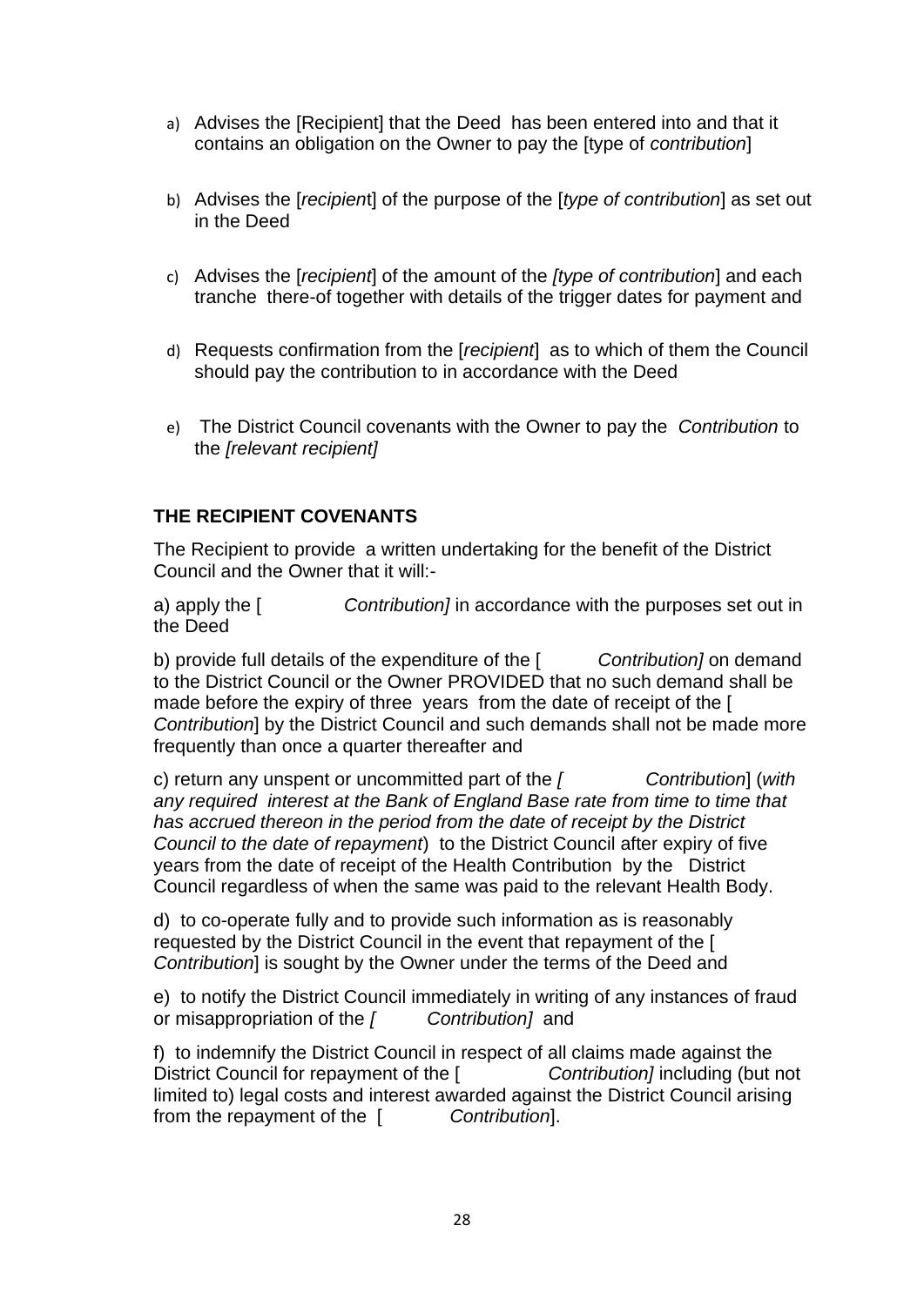a) Advises the [Recipient] that the Deed has been entered into and that it contains an obligation on the Owner to pay the [type of *contribution*]

b) Advises the [*recipient*] of the purpose of the [*type of contribution*] as set out in the Deed

c) Advises the [*recipient*] of the amount of the *[type of contribution*] and each tranche there-of together with details of the trigger dates for payment and

d) Requests confirmation from the [*recipient*] as to which of them the Council should pay the contribution to in accordance with the Deed

e) The District Council covenants with the Owner to pay the *Contribution* to the *[relevant recipient]*

**THE RECIPIENT COVENANTS**

The Recipient to provide a written undertaking for the benefit of the District Council and the Owner that it will:-

a) apply the [ *Contribution]* in accordance with the purposes set out in the Deed

b) provide full details of the expenditure of the [ *Contribution]* on demand to the District Council or the Owner PROVIDED that no such demand shall be made before the expiry of three years from the date of receipt of the [ *Contribution*] by the District Council and such demands shall not be made more frequently than once a quarter thereafter and

c) return any unspent or uncommitted part of the *[ Contribution*] (*with any required interest at the Bank of England Base rate from time to time that has accrued thereon in the period from the date of receipt by the District Council to the date of repayment*) to the District Council after expiry of five years from the date of receipt of the Health Contribution by the District Council regardless of when the same was paid to the relevant Health Body.

d) to co-operate fully and to provide such information as is reasonably requested by the District Council in the event that repayment of the [ *Contribution*] is sought by the Owner under the terms of the Deed and

e) to notify the District Council immediately in writing of any instances of fraud or misappropriation of the *[ Contribution]* and

f) to indemnify the District Council in respect of all claims made against the District Council for repayment of the [ *Contribution]* including (but not limited to) legal costs and interest awarded against the District Council arising from the repayment of the [ *Contribution*].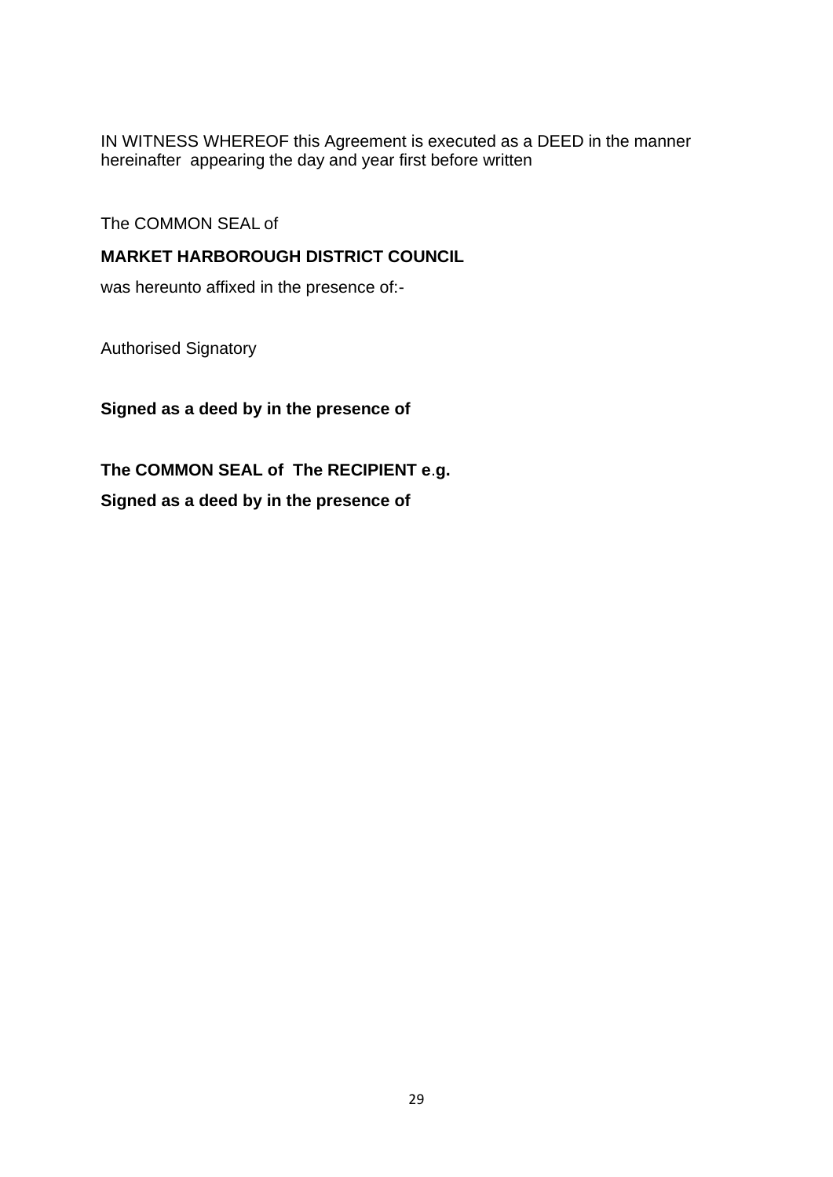IN WITNESS WHEREOF this Agreement is executed as a DEED in the manner hereinafter appearing the day and year first before written

The COMMON SEAL of

**MARKET HARBOROUGH DISTRICT COUNCIL**

was hereunto affixed in the presence of:-

Authorised Signatory

**Signed as a deed by in the presence of**

**The COMMON SEAL of The RECIPIENT e.g.**

**Signed as a deed by in the presence of**